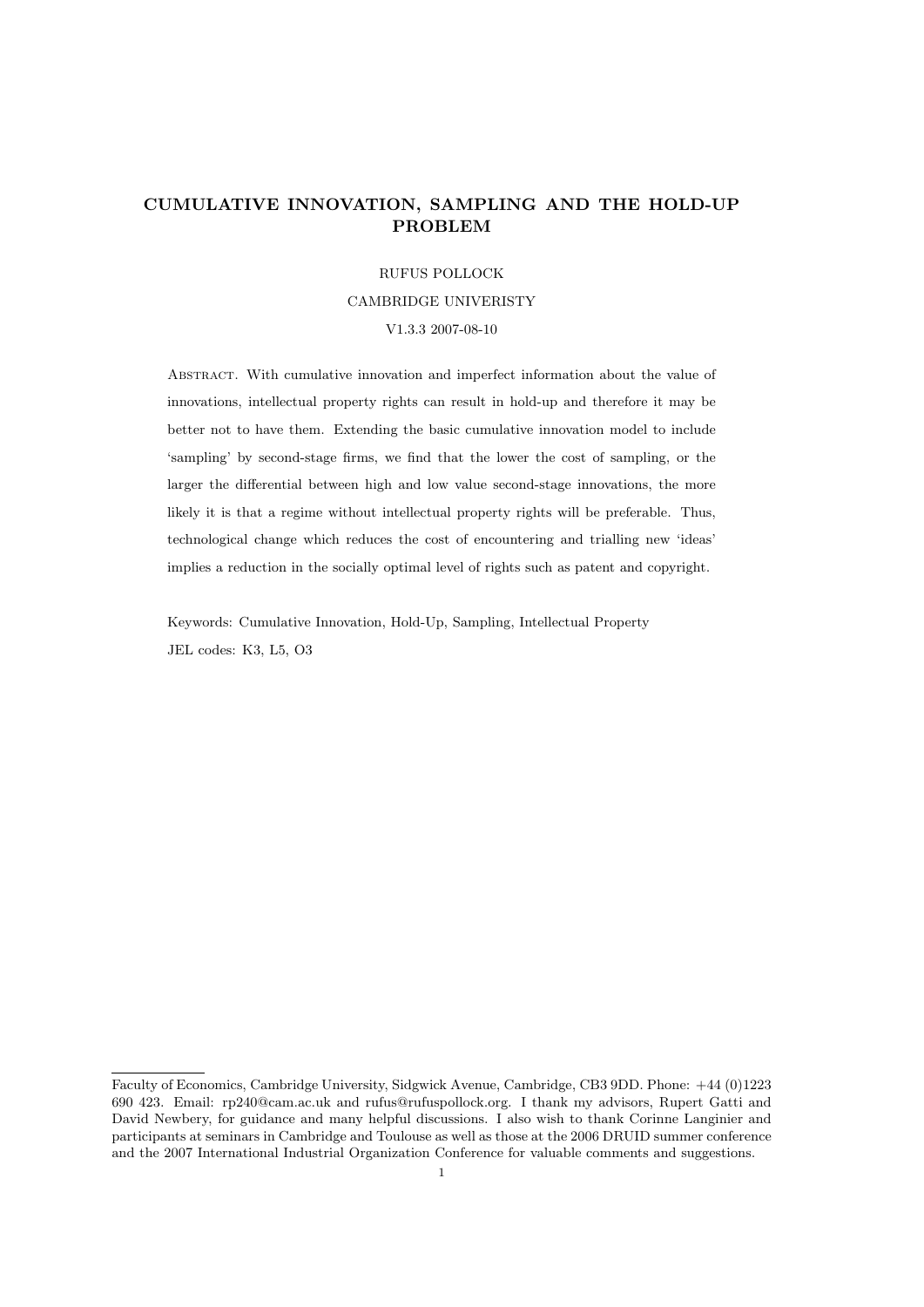# CUMULATIVE INNOVATION, SAMPLING AND THE HOLD-UP PROBLEM

RUFUS POLLOCK

CAMBRIDGE UNIVERISTY

V1.3.3 2007-08-10

Abstract. With cumulative innovation and imperfect information about the value of innovations, intellectual property rights can result in hold-up and therefore it may be better not to have them. Extending the basic cumulative innovation model to include 'sampling' by second-stage firms, we find that the lower the cost of sampling, or the larger the differential between high and low value second-stage innovations, the more likely it is that a regime without intellectual property rights will be preferable. Thus, technological change which reduces the cost of encountering and trialling new 'ideas' implies a reduction in the socially optimal level of rights such as patent and copyright.

Keywords: Cumulative Innovation, Hold-Up, Sampling, Intellectual Property

JEL codes: K3, L5, O3

---

Faculty of Economics, Cambridge University, Sidgwick Avenue, Cambridge, CB3 9DD. Phone: +44 (0)1223 690 423. Email: rp240@cam.ac.uk and rufus@rufuspollock.org. I thank my advisors, Rupert Gatti and David Newbery, for guidance and many helpful discussions. I also wish to thank Corinne Langinier and participants at seminars in Cambridge and Toulouse as well as those at the 2006 DRUID summer conference and the 2007 International Industrial Organization Conference for valuable comments and suggestions.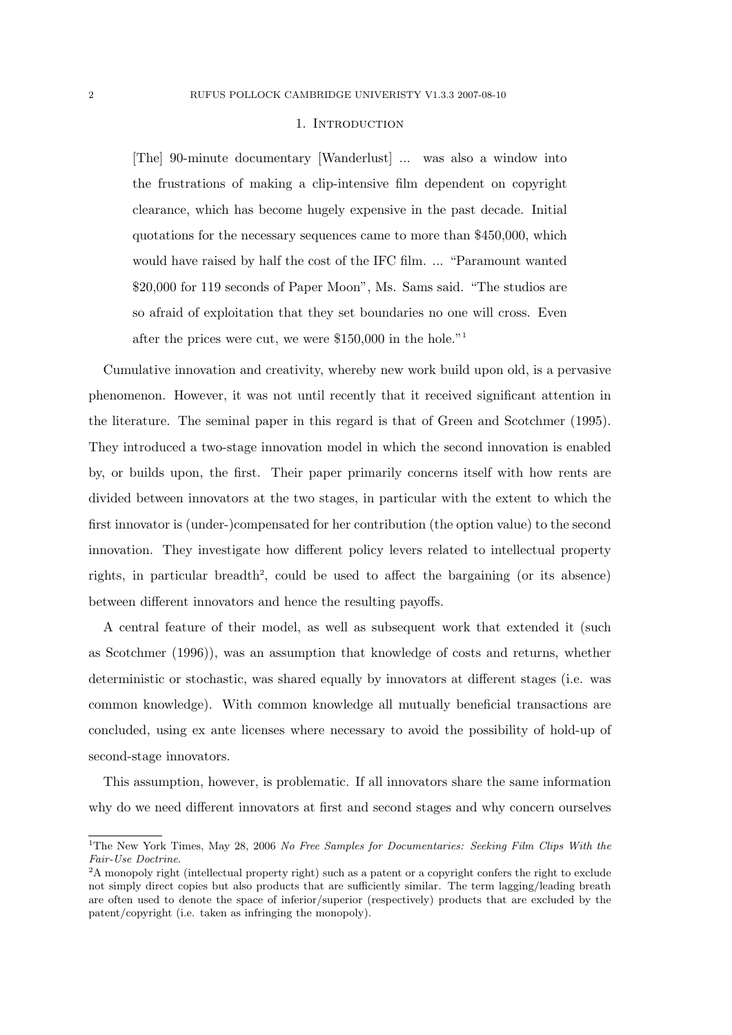## 1. Introduction

> [The] 90-minute documentary [Wanderlust] ... was also a window into the frustrations of making a clip-intensive film dependent on copyright clearance, which has become hugely expensive in the past decade. Initial quotations for the necessary sequences came to more than $450,000, which would have raised by half the cost of the IFC film. ... "Paramount wanted $20,000 for 119 seconds of Paper Moon", Ms. Sams said. "The studios are so afraid of exploitation that they set boundaries no one will cross. Even after the prices were cut, we were $150,000 in the hole."[1]

Cumulative innovation and creativity, whereby new work build upon old, is a pervasive phenomenon. However, it was not until recently that it received significant attention in the literature. The seminal paper in this regard is that of Green and Scotchmer (1995). They introduced a two-stage innovation model in which the second innovation is enabled by, or builds upon, the first. Their paper primarily concerns itself with how rents are divided between innovators at the two stages, in particular with the extent to which the first innovator is (under-)compensated for her contribution (the option value) to the second innovation. They investigate how different policy levers related to intellectual property rights, in particular breadth[2], could be used to affect the bargaining (or its absence) between different innovators and hence the resulting payoffs.

A central feature of their model, as well as subsequent work that extended it (such as Scotchmer (1996)), was an assumption that knowledge of costs and returns, whether deterministic or stochastic, was shared equally by innovators at different stages (i.e. was common knowledge). With common knowledge all mutually beneficial transactions are concluded, using ex ante licenses where necessary to avoid the possibility of hold-up of second-stage innovators.

This assumption, however, is problematic. If all innovators share the same information why do we need different innovators at first and second stages and why concern ourselves

---

[1] The New York Times, May 28, 2006 *No Free Samples for Documentaries: Seeking Film Clips With the Fair-Use Doctrine.*

[2] A monopoly right (intellectual property right) such as a patent or a copyright confers the right to exclude not simply direct copies but also products that are sufficiently similar. The term lagging/leading breath are often used to denote the space of inferior/superior (respectively) products that are excluded by the patent/copyright (i.e. taken as infringing the monopoly).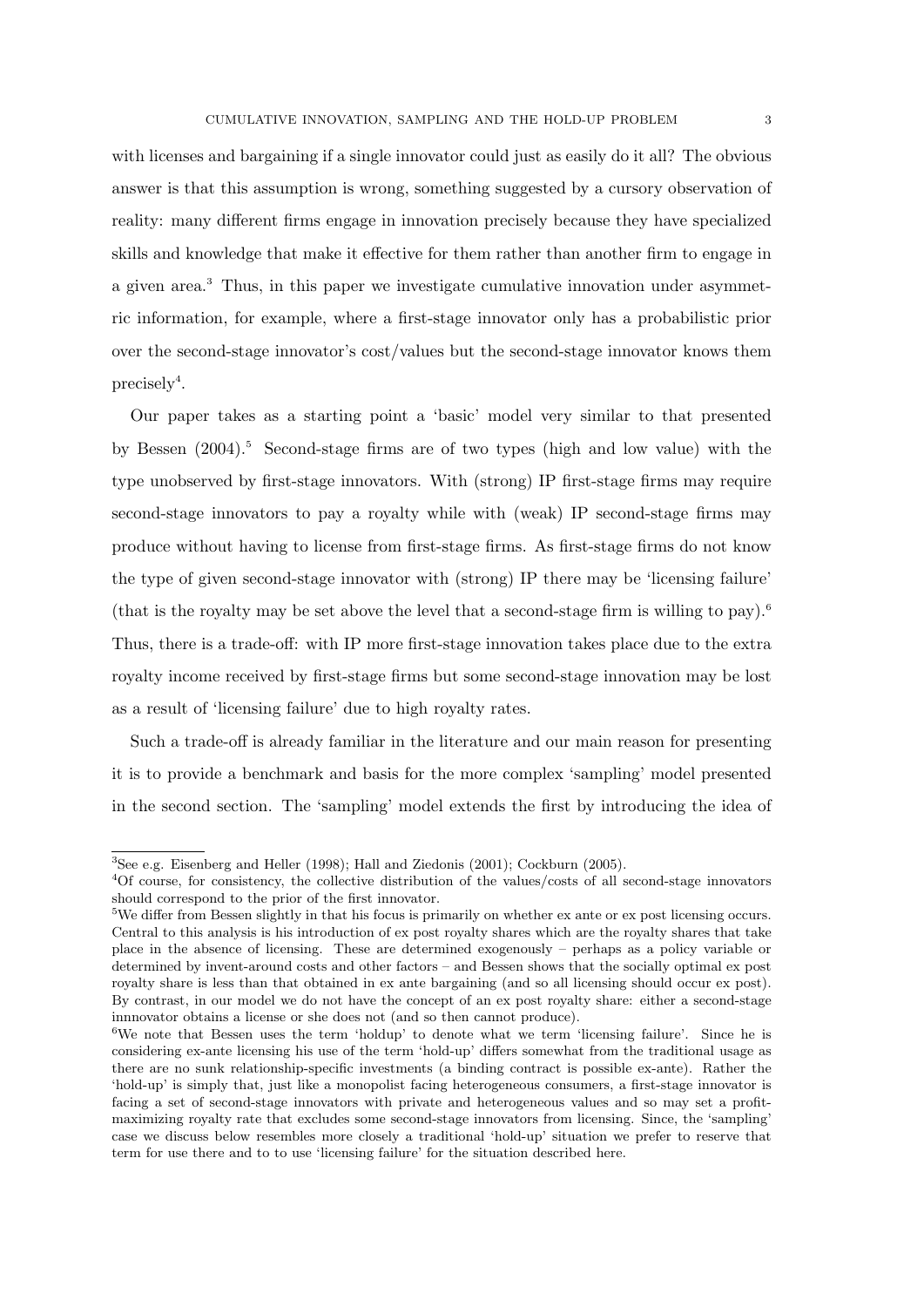with licenses and bargaining if a single innovator could just as easily do it all? The obvious answer is that this assumption is wrong, something suggested by a cursory observation of reality: many different firms engage in innovation precisely because they have specialized skills and knowledge that make it effective for them rather than another firm to engage in a given area.[3] Thus, in this paper we investigate cumulative innovation under asymmetric information, for example, where a first-stage innovator only has a probabilistic prior over the second-stage innovator's cost/values but the second-stage innovator knows them precisely[4].

Our paper takes as a starting point a 'basic' model very similar to that presented by Bessen (2004).[5] Second-stage firms are of two types (high and low value) with the type unobserved by first-stage innovators. With (strong) IP first-stage firms may require second-stage innovators to pay a royalty while with (weak) IP second-stage firms may produce without having to license from first-stage firms. As first-stage firms do not know the type of given second-stage innovator with (strong) IP there may be 'licensing failure' (that is the royalty may be set above the level that a second-stage firm is willing to pay).[6] Thus, there is a trade-off: with IP more first-stage innovation takes place due to the extra royalty income received by first-stage firms but some second-stage innovation may be lost as a result of 'licensing failure' due to high royalty rates.

Such a trade-off is already familiar in the literature and our main reason for presenting it is to provide a benchmark and basis for the more complex 'sampling' model presented in the second section. The 'sampling' model extends the first by introducing the idea of

---

[3] See e.g. Eisenberg and Heller (1998); Hall and Ziedonis (2001); Cockburn (2005).

[4] Of course, for consistency, the collective distribution of the values/costs of all second-stage innovators should correspond to the prior of the first innovator.

[5] We differ from Bessen slightly in that his focus is primarily on whether ex ante or ex post licensing occurs. Central to this analysis is his introduction of ex post royalty shares which are the royalty shares that take place in the absence of licensing. These are determined exogenously – perhaps as a policy variable or determined by invent-around costs and other factors – and Bessen shows that the socially optimal ex post royalty share is less than that obtained in ex ante bargaining (and so all licensing should occur ex post). By contrast, in our model we do not have the concept of an ex post royalty share: either a second-stage innnovator obtains a license or she does not (and so then cannot produce).

[6] We note that Bessen uses the term 'holdup' to denote what we term 'licensing failure'. Since he is considering ex-ante licensing his use of the term 'hold-up' differs somewhat from the traditional usage as there are no sunk relationship-specific investments (a binding contract is possible ex-ante). Rather the 'hold-up' is simply that, just like a monopolist facing heterogeneous consumers, a first-stage innovator is facing a set of second-stage innovators with private and heterogeneous values and so may set a profit-maximizing royalty rate that excludes some second-stage innovators from licensing. Since, the 'sampling' case we discuss below resembles more closely a traditional 'hold-up' situation we prefer to reserve that term for use there and to to use 'licensing failure' for the situation described here.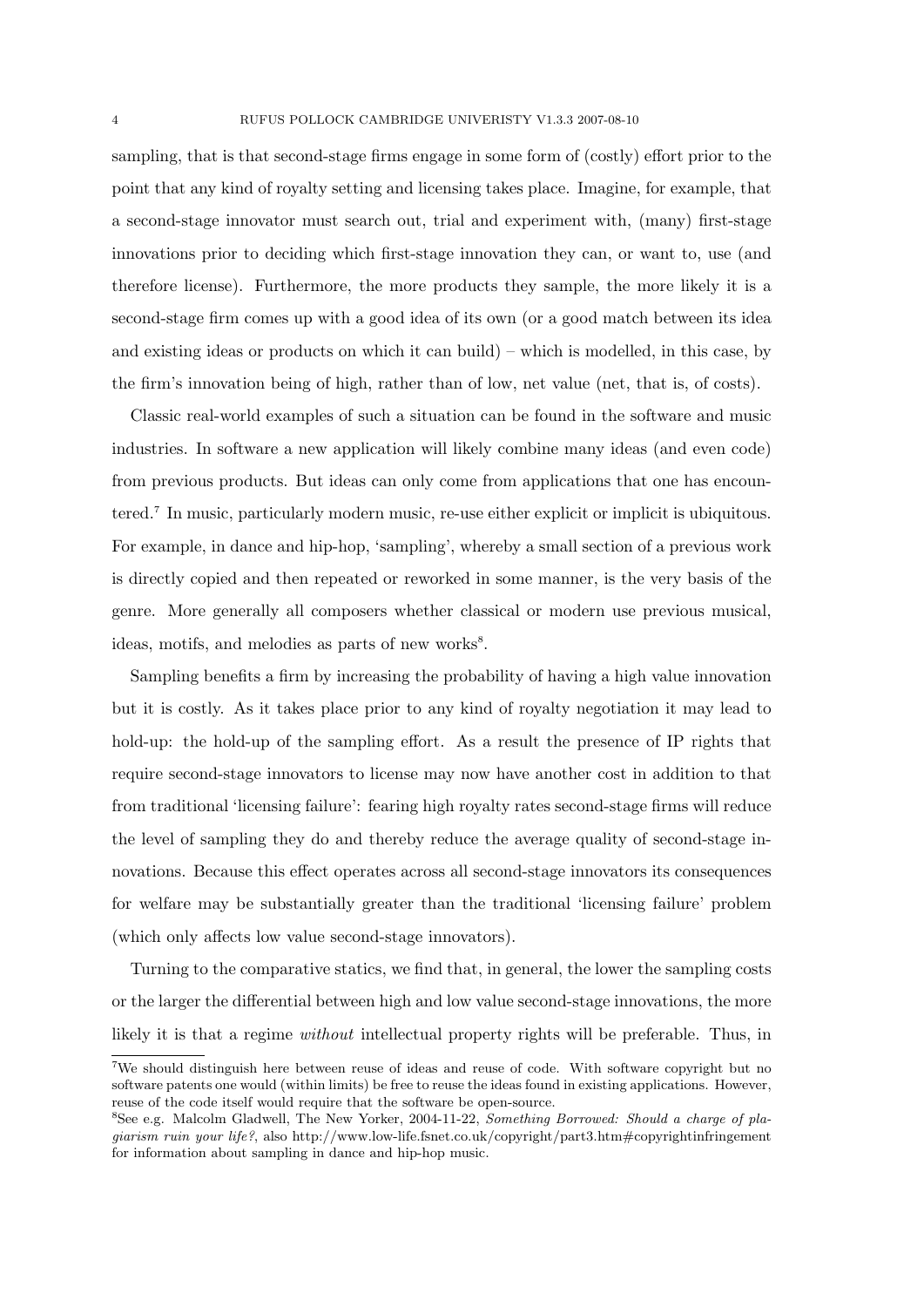sampling, that is that second-stage firms engage in some form of (costly) effort prior to the point that any kind of royalty setting and licensing takes place. Imagine, for example, that a second-stage innovator must search out, trial and experiment with, (many) first-stage innovations prior to deciding which first-stage innovation they can, or want to, use (and therefore license). Furthermore, the more products they sample, the more likely it is a second-stage firm comes up with a good idea of its own (or a good match between its idea and existing ideas or products on which it can build) – which is modelled, in this case, by the firm's innovation being of high, rather than of low, net value (net, that is, of costs).

Classic real-world examples of such a situation can be found in the software and music industries. In software a new application will likely combine many ideas (and even code) from previous products. But ideas can only come from applications that one has encountered.[7] In music, particularly modern music, re-use either explicit or implicit is ubiquitous. For example, in dance and hip-hop, 'sampling', whereby a small section of a previous work is directly copied and then repeated or reworked in some manner, is the very basis of the genre. More generally all composers whether classical or modern use previous musical, ideas, motifs, and melodies as parts of new works[8].

Sampling benefits a firm by increasing the probability of having a high value innovation but it is costly. As it takes place prior to any kind of royalty negotiation it may lead to hold-up: the hold-up of the sampling effort. As a result the presence of IP rights that require second-stage innovators to license may now have another cost in addition to that from traditional 'licensing failure': fearing high royalty rates second-stage firms will reduce the level of sampling they do and thereby reduce the average quality of second-stage innovations. Because this effect operates across all second-stage innovators its consequences for welfare may be substantially greater than the traditional 'licensing failure' problem (which only affects low value second-stage innovators).

Turning to the comparative statics, we find that, in general, the lower the sampling costs or the larger the differential between high and low value second-stage innovations, the more likely it is that a regime *without* intellectual property rights will be preferable. Thus, in

[7] We should distinguish here between reuse of ideas and reuse of code. With software copyright but no software patents one would (within limits) be free to reuse the ideas found in existing applications. However, reuse of the code itself would require that the software be open-source.

[8] See e.g. Malcolm Gladwell, The New Yorker, 2004-11-22, *Something Borrowed: Should a charge of plagiarism ruin your life?*, also http://www.low-life.fsnet.co.uk/copyright/part3.htm#copyrightinfringement for information about sampling in dance and hip-hop music.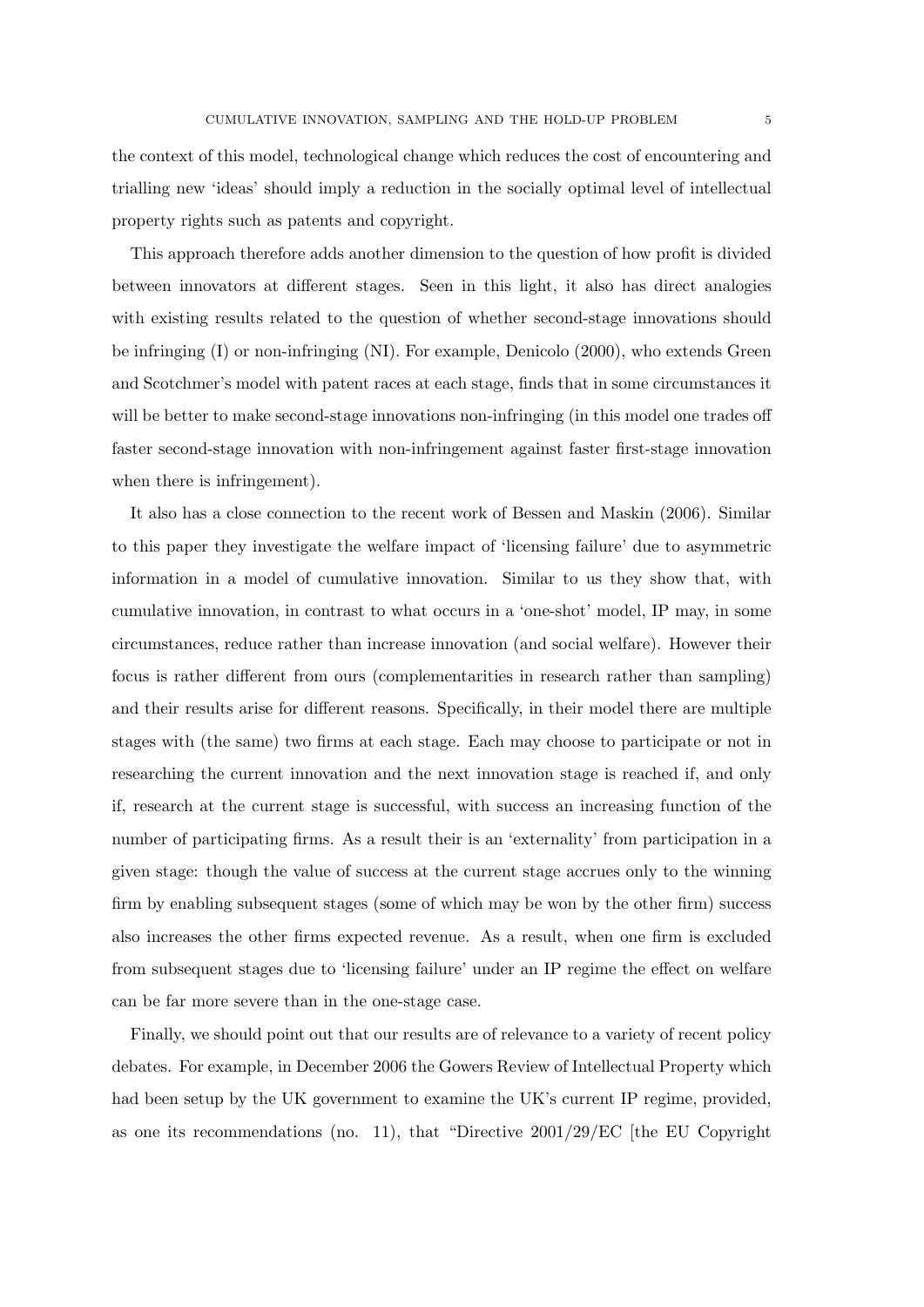the context of this model, technological change which reduces the cost of encountering and trialling new 'ideas' should imply a reduction in the socially optimal level of intellectual property rights such as patents and copyright.

This approach therefore adds another dimension to the question of how profit is divided between innovators at different stages. Seen in this light, it also has direct analogies with existing results related to the question of whether second-stage innovations should be infringing (I) or non-infringing (NI). For example, Denicolo (2000), who extends Green and Scotchmer's model with patent races at each stage, finds that in some circumstances it will be better to make second-stage innovations non-infringing (in this model one trades off faster second-stage innovation with non-infringement against faster first-stage innovation when there is infringement).

It also has a close connection to the recent work of Bessen and Maskin (2006). Similar to this paper they investigate the welfare impact of 'licensing failure' due to asymmetric information in a model of cumulative innovation. Similar to us they show that, with cumulative innovation, in contrast to what occurs in a 'one-shot' model, IP may, in some circumstances, reduce rather than increase innovation (and social welfare). However their focus is rather different from ours (complementarities in research rather than sampling) and their results arise for different reasons. Specifically, in their model there are multiple stages with (the same) two firms at each stage. Each may choose to participate or not in researching the current innovation and the next innovation stage is reached if, and only if, research at the current stage is successful, with success an increasing function of the number of participating firms. As a result their is an 'externality' from participation in a given stage: though the value of success at the current stage accrues only to the winning firm by enabling subsequent stages (some of which may be won by the other firm) success also increases the other firms expected revenue. As a result, when one firm is excluded from subsequent stages due to 'licensing failure' under an IP regime the effect on welfare can be far more severe than in the one-stage case.

Finally, we should point out that our results are of relevance to a variety of recent policy debates. For example, in December 2006 the Gowers Review of Intellectual Property which had been setup by the UK government to examine the UK's current IP regime, provided, as one its recommendations (no. 11), that "Directive 2001/29/EC [the EU Copyright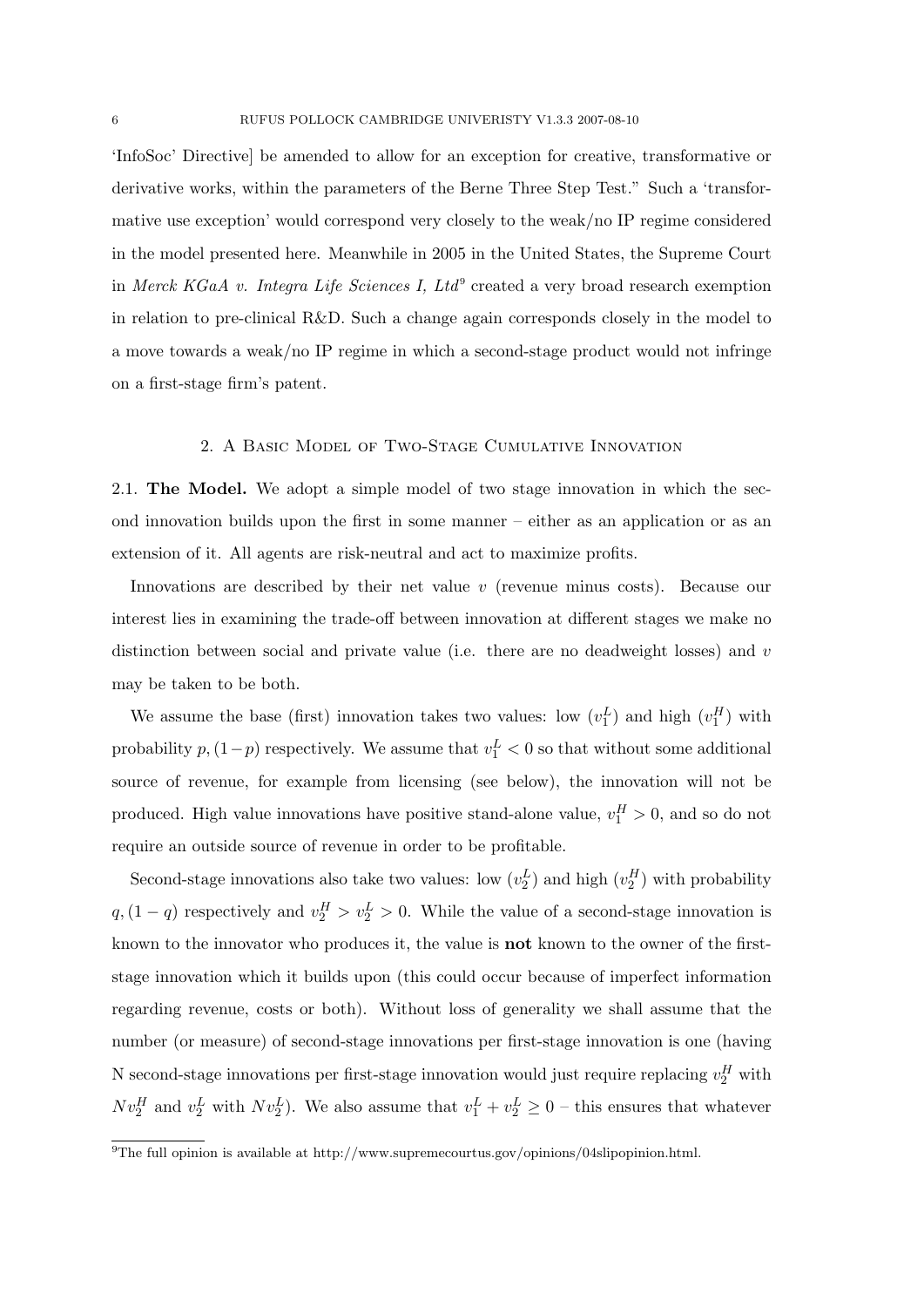'InfoSoc' Directive] be amended to allow for an exception for creative, transformative or derivative works, within the parameters of the Berne Three Step Test." Such a 'transformative use exception' would correspond very closely to the weak/no IP regime considered in the model presented here. Meanwhile in 2005 in the United States, the Supreme Court in *Merck KGaA v. Integra Life Sciences I, Ltd*[9] created a very broad research exemption in relation to pre-clinical R&D. Such a change again corresponds closely in the model to a move towards a weak/no IP regime in which a second-stage product would not infringe on a first-stage firm's patent.

## 2. A Basic Model of Two-Stage Cumulative Innovation

2.1. **The Model.** We adopt a simple model of two stage innovation in which the second innovation builds upon the first in some manner – either as an application or as an extension of it. All agents are risk-neutral and act to maximize profits.

Innovations are described by their net value $v$ (revenue minus costs). Because our interest lies in examining the trade-off between innovation at different stages we make no distinction between social and private value (i.e. there are no deadweight losses) and $v$ may be taken to be both.

We assume the base (first) innovation takes two values: low ($v_1^L$) and high ($v_1^H$) with probability $p, (1-p)$ respectively. We assume that $v_1^L < 0$ so that without some additional source of revenue, for example from licensing (see below), the innovation will not be produced. High value innovations have positive stand-alone value, $v_1^H > 0$, and so do not require an outside source of revenue in order to be profitable.

Second-stage innovations also take two values: low ($v_2^L$) and high ($v_2^H$) with probability $q, (1-q)$ respectively and $v_2^H > v_2^L > 0$. While the value of a second-stage innovation is known to the innovator who produces it, the value is **not** known to the owner of the first-stage innovation which it builds upon (this could occur because of imperfect information regarding revenue, costs or both). Without loss of generality we shall assume that the number (or measure) of second-stage innovations per first-stage innovation is one (having N second-stage innovations per first-stage innovation would just require replacing $v_2^H$ with $Nv_2^H$ and $v_2^L$ with $Nv_2^L$). We also assume that $v_1^L + v_2^L \geq 0$ – this ensures that whatever

[9] The full opinion is available at http://www.supremecourtus.gov/opinions/04slipopinion.html.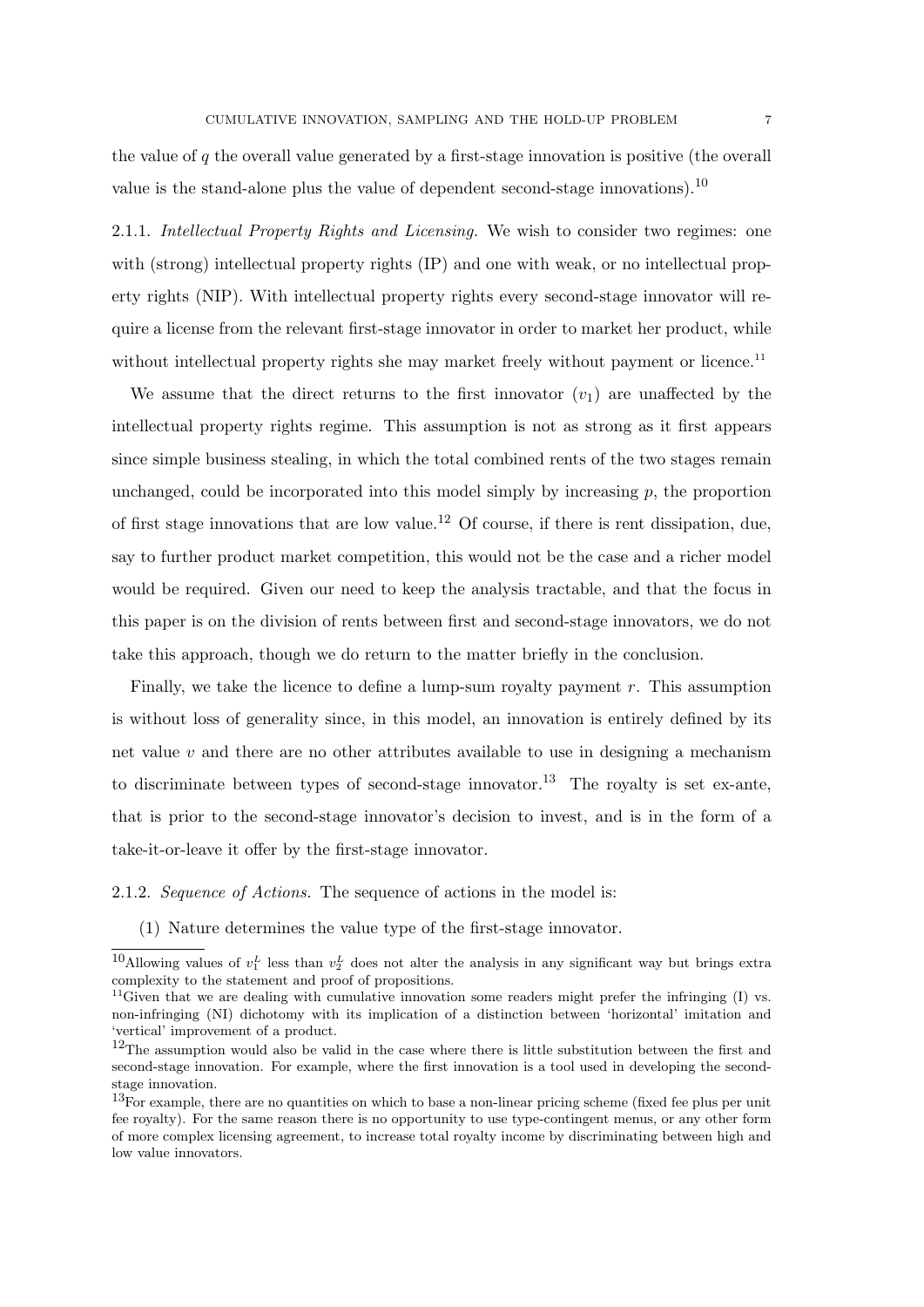the value of $q$ the overall value generated by a first-stage innovation is positive (the overall value is the stand-alone plus the value of dependent second-stage innovations).[10]

2.1.1. *Intellectual Property Rights and Licensing.* We wish to consider two regimes: one with (strong) intellectual property rights (IP) and one with weak, or no intellectual property rights (NIP). With intellectual property rights every second-stage innovator will require a license from the relevant first-stage innovator in order to market her product, while without intellectual property rights she may market freely without payment or licence.[11]

We assume that the direct returns to the first innovator ($v_1$) are unaffected by the intellectual property rights regime. This assumption is not as strong as it first appears since simple business stealing, in which the total combined rents of the two stages remain unchanged, could be incorporated into this model simply by increasing $p$, the proportion of first stage innovations that are low value.[12] Of course, if there is rent dissipation, due, say to further product market competition, this would not be the case and a richer model would be required. Given our need to keep the analysis tractable, and that the focus in this paper is on the division of rents between first and second-stage innovators, we do not take this approach, though we do return to the matter briefly in the conclusion.

Finally, we take the licence to define a lump-sum royalty payment $r$. This assumption is without loss of generality since, in this model, an innovation is entirely defined by its net value $v$ and there are no other attributes available to use in designing a mechanism to discriminate between types of second-stage innovator.[13] The royalty is set ex-ante, that is prior to the second-stage innovator's decision to invest, and is in the form of a take-it-or-leave it offer by the first-stage innovator.

2.1.2. *Sequence of Actions.* The sequence of actions in the model is:

(1) Nature determines the value type of the first-stage innovator.

---

[10] Allowing values of $v_1^L$ less than $v_2^L$ does not alter the analysis in any significant way but brings extra complexity to the statement and proof of propositions.

[11] Given that we are dealing with cumulative innovation some readers might prefer the infringing (I) vs. non-infringing (NI) dichotomy with its implication of a distinction between 'horizontal' imitation and 'vertical' improvement of a product.

[12] The assumption would also be valid in the case where there is little substitution between the first and second-stage innovation. For example, where the first innovation is a tool used in developing the second-stage innovation.

[13] For example, there are no quantities on which to base a non-linear pricing scheme (fixed fee plus per unit fee royalty). For the same reason there is no opportunity to use type-contingent menus, or any other form of more complex licensing agreement, to increase total royalty income by discriminating between high and low value innovators.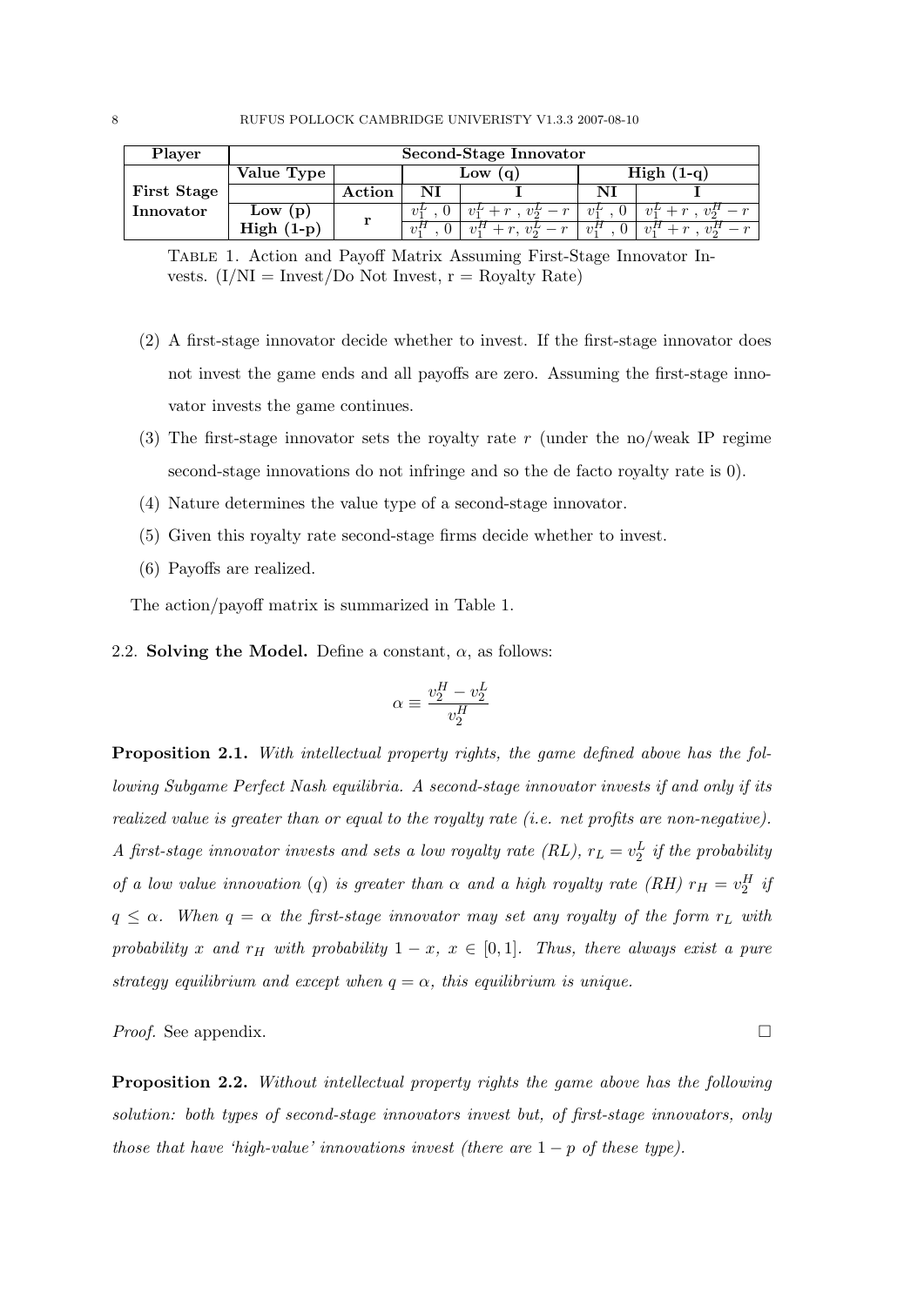| Player | Second-Stage Innovator | | | | | |
|---|---|---|---|---|---|---|
| | **Value Type** | | **Low (q)** | | **High (1-q)** | |
| **First Stage** | | **Action** | **NI** | **I** | **NI** | **I** |
| **Innovator** | **Low (p)** | **r** | $v_1^L$ , 0 | $v_1^L + r$ , $v_2^L - r$ | $v_1^L$ , 0 | $v_1^L + r$ , $v_2^H - r$ |
| | **High (1-p)** | | $v_1^H$ , 0 | $v_1^H + r$, $v_2^L - r$ | $v_1^H$ , 0 | $v_1^H + r$ , $v_2^H - r$ |

Table 1. Action and Payoff Matrix Assuming First-Stage Innovator Invests. (I/NI = Invest/Do Not Invest, r = Royalty Rate)

(2) A first-stage innovator decide whether to invest. If the first-stage innovator does not invest the game ends and all payoffs are zero. Assuming the first-stage innovator invests the game continues.

(3) The first-stage innovator sets the royalty rate $r$ (under the no/weak IP regime second-stage innovations do not infringe and so the de facto royalty rate is 0).

(4) Nature determines the value type of a second-stage innovator.

(5) Given this royalty rate second-stage firms decide whether to invest.

(6) Payoffs are realized.

The action/payoff matrix is summarized in Table 1.

### 2.2. Solving the Model.

Define a constant, $\alpha$, as follows:

$$\alpha \equiv \frac{v_2^H - v_2^L}{v_2^H}$$

**Proposition 2.1.** *With intellectual property rights, the game defined above has the following Subgame Perfect Nash equilibria. A second-stage innovator invests if and only if its realized value is greater than or equal to the royalty rate (i.e. net profits are non-negative). A first-stage innovator invests and sets a low royalty rate (RL), $r_L = v_2^L$ if the probability of a low value innovation ($q$) is greater than $\alpha$ and a high royalty rate (RH) $r_H = v_2^H$ if $q \leq \alpha$. When $q = \alpha$ the first-stage innovator may set any royalty of the form $r_L$ with probability $x$ and $r_H$ with probability $1 - x$, $x \in [0, 1]$. Thus, there always exist a pure strategy equilibrium and except when $q = \alpha$, this equilibrium is unique.*

*Proof.* See appendix. □

**Proposition 2.2.** *Without intellectual property rights the game above has the following solution: both types of second-stage innovators invest but, of first-stage innovators, only those that have 'high-value' innovations invest (there are $1 - p$ of these type).*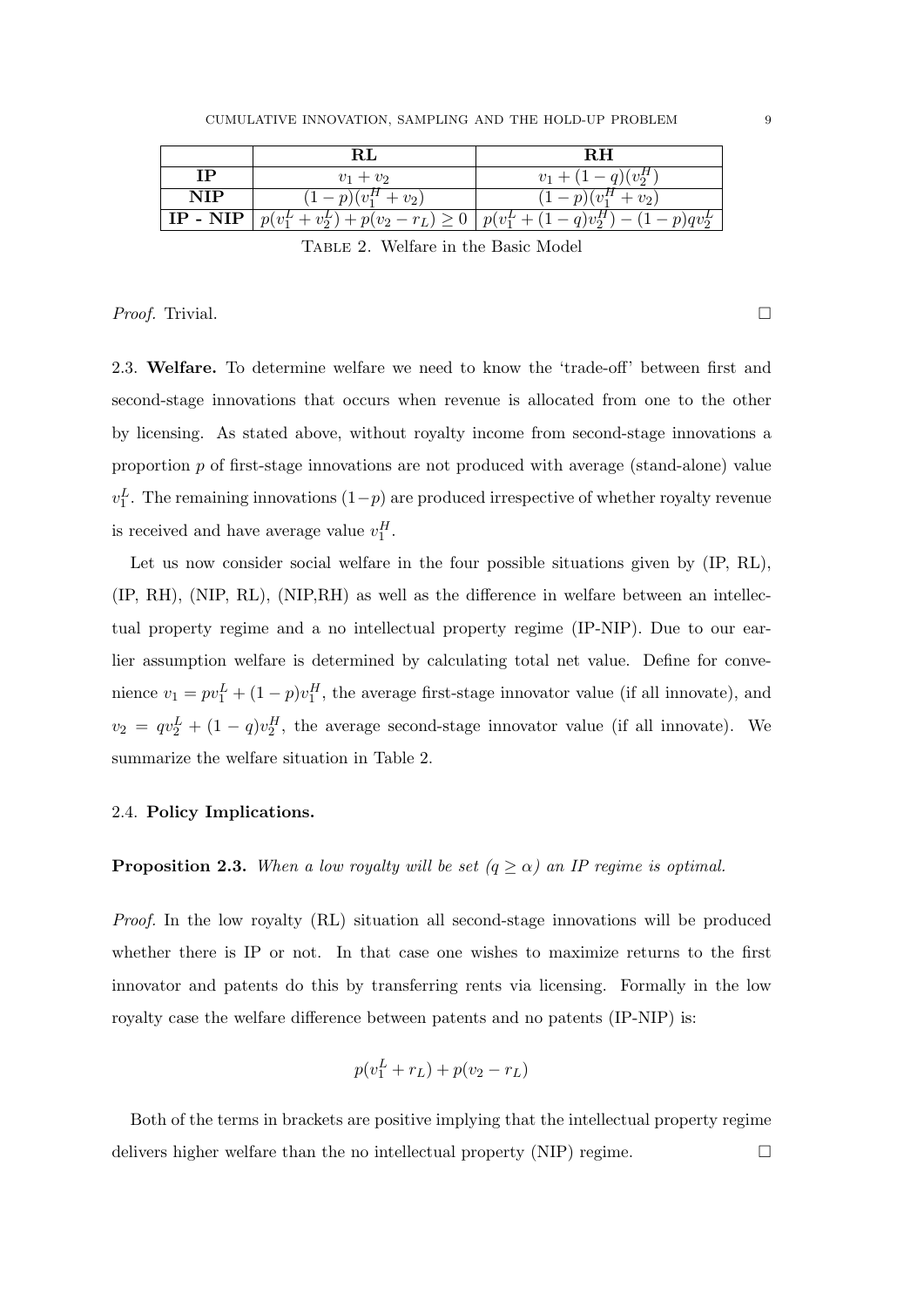| | **RL** | **RH** |
|---|---|---|
| **IP** | $v_1 + v_2$ | $v_1 + (1-q)(v_2^H)$ |
| **NIP** | $(1-p)(v_1^H + v_2)$ | $(1-p)(v_1^H + v_2)$ |
| **IP - NIP** | $p(v_1^L + v_2^L) + p(v_2 - r_L) \geq 0$ | $p(v_1^L + (1-q)v_2^H) - (1-p)qv_2^L$ |

Table 2. Welfare in the Basic Model

*Proof.* Trivial. □

2.3. **Welfare.** To determine welfare we need to know the 'trade-off' between first and second-stage innovations that occurs when revenue is allocated from one to the other by licensing. As stated above, without royalty income from second-stage innovations a proportion $p$ of first-stage innovations are not produced with average (stand-alone) value $v_1^L$. The remaining innovations $(1-p)$ are produced irrespective of whether royalty revenue is received and have average value $v_1^H$.

Let us now consider social welfare in the four possible situations given by (IP, RL), (IP, RH), (NIP, RL), (NIP,RH) as well as the difference in welfare between an intellectual property regime and a no intellectual property regime (IP-NIP). Due to our earlier assumption welfare is determined by calculating total net value. Define for convenience $v_1 = pv_1^L + (1-p)v_1^H$, the average first-stage innovator value (if all innovate), and $v_2 = qv_2^L + (1-q)v_2^H$, the average second-stage innovator value (if all innovate). We summarize the welfare situation in Table 2.

2.4. **Policy Implications.**

**Proposition 2.3.** *When a low royalty will be set $(q \geq \alpha)$ an IP regime is optimal.*

*Proof.* In the low royalty (RL) situation all second-stage innovations will be produced whether there is IP or not. In that case one wishes to maximize returns to the first innovator and patents do this by transferring rents via licensing. Formally in the low royalty case the welfare difference between patents and no patents (IP-NIP) is:

$$p(v_1^L + r_L) + p(v_2 - r_L)$$

Both of the terms in brackets are positive implying that the intellectual property regime delivers higher welfare than the no intellectual property (NIP) regime. □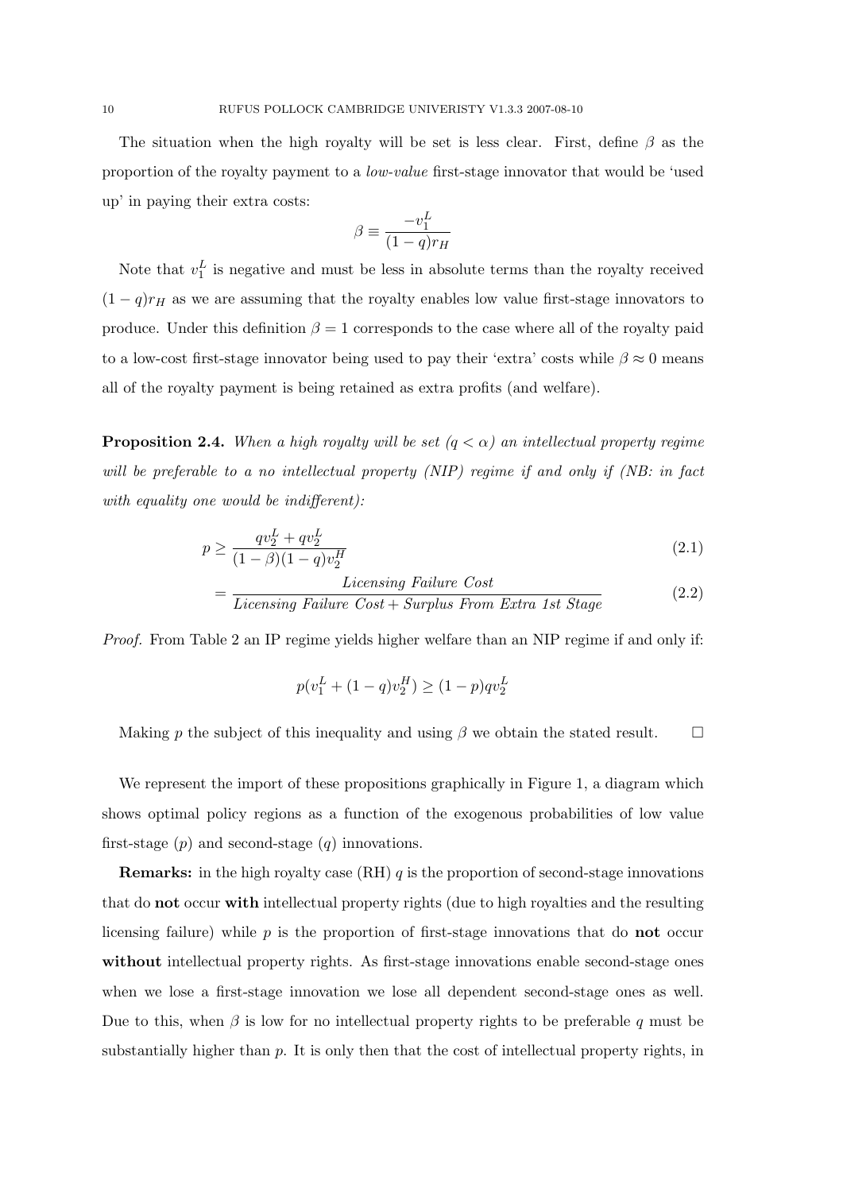The situation when the high royalty will be set is less clear. First, define $\beta$ as the proportion of the royalty payment to a *low-value* first-stage innovator that would be 'used up' in paying their extra costs:

$$\beta \equiv \frac{-v_1^L}{(1-q)r_H}$$

Note that $v_1^L$ is negative and must be less in absolute terms than the royalty received $(1-q)r_H$ as we are assuming that the royalty enables low value first-stage innovators to produce. Under this definition $\beta = 1$ corresponds to the case where all of the royalty paid to a low-cost first-stage innovator being used to pay their 'extra' costs while $\beta \approx 0$ means all of the royalty payment is being retained as extra profits (and welfare).

**Proposition 2.4.** *When a high royalty will be set ($q < \alpha$) an intellectual property regime will be preferable to a no intellectual property (NIP) regime if and only if (NB: in fact with equality one would be indifferent):*

$$p \geq \frac{qv_2^L + qv_2^L}{(1-\beta)(1-q)v_2^H} \tag{2.1}$$

$$= \frac{\textit{Licensing Failure Cost}}{\textit{Licensing Failure Cost} + \textit{Surplus From Extra 1st Stage}} \tag{2.2}$$

*Proof.* From Table 2 an IP regime yields higher welfare than an NIP regime if and only if:

$$p(v_1^L + (1-q)v_2^H) \geq (1-p)qv_2^L$$

Making $p$ the subject of this inequality and using $\beta$ we obtain the stated result. □

We represent the import of these propositions graphically in Figure 1, a diagram which shows optimal policy regions as a function of the exogenous probabilities of low value first-stage ($p$) and second-stage ($q$) innovations.

**Remarks:** in the high royalty case (RH) $q$ is the proportion of second-stage innovations that do **not** occur **with** intellectual property rights (due to high royalties and the resulting licensing failure) while $p$ is the proportion of first-stage innovations that do **not** occur **without** intellectual property rights. As first-stage innovations enable second-stage ones when we lose a first-stage innovation we lose all dependent second-stage ones as well. Due to this, when $\beta$ is low for no intellectual property rights to be preferable $q$ must be substantially higher than $p$. It is only then that the cost of intellectual property rights, in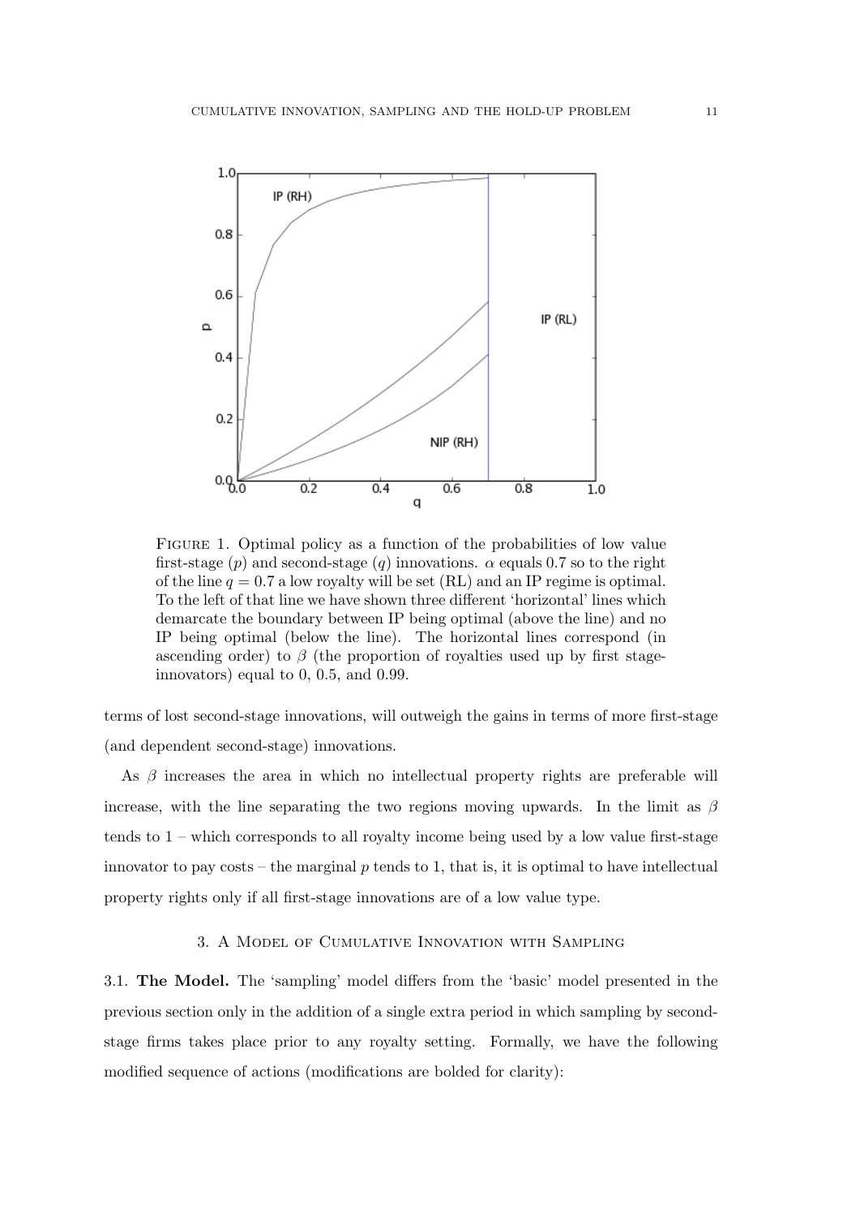Figure 1. Optimal policy as a function of the probabilities of low value first-stage ($p$) and second-stage ($q$) innovations. $\alpha$ equals 0.7 so to the right of the line $q = 0.7$ a low royalty will be set (RL) and an IP regime is optimal. To the left of that line we have shown three different 'horizontal' lines which demarcate the boundary between IP being optimal (above the line) and no IP being optimal (below the line). The horizontal lines correspond (in ascending order) to $\beta$ (the proportion of royalties used up by first stage-innovators) equal to 0, 0.5, and 0.99.

terms of lost second-stage innovations, will outweigh the gains in terms of more first-stage (and dependent second-stage) innovations.

As $\beta$ increases the area in which no intellectual property rights are preferable will increase, with the line separating the two regions moving upwards. In the limit as $\beta$ tends to 1 – which corresponds to all royalty income being used by a low value first-stage innovator to pay costs – the marginal $p$ tends to 1, that is, it is optimal to have intellectual property rights only if all first-stage innovations are of a low value type.

## 3. A Model of Cumulative Innovation with Sampling

**3.1. The Model.** The 'sampling' model differs from the 'basic' model presented in the previous section only in the addition of a single extra period in which sampling by second-stage firms takes place prior to any royalty setting. Formally, we have the following modified sequence of actions (modifications are bolded for clarity):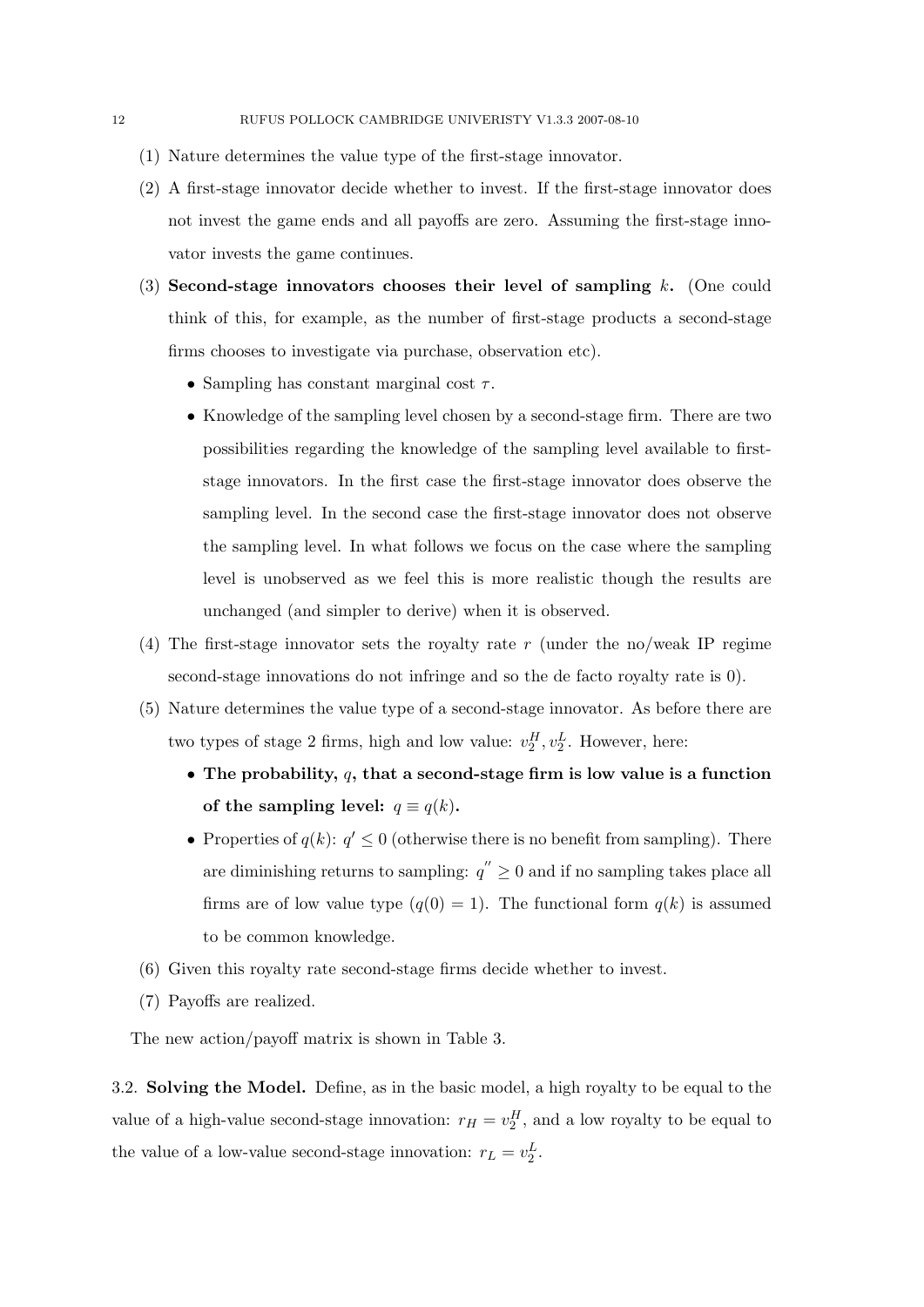(1) Nature determines the value type of the first-stage innovator.

(2) A first-stage innovator decide whether to invest. If the first-stage innovator does not invest the game ends and all payoffs are zero. Assuming the first-stage innovator invests the game continues.

(3) **Second-stage innovators chooses their level of sampling $k$.** (One could think of this, for example, as the number of first-stage products a second-stage firms chooses to investigate via purchase, observation etc).
   - Sampling has constant marginal cost $\tau$.
   - Knowledge of the sampling level chosen by a second-stage firm. There are two possibilities regarding the knowledge of the sampling level available to first-stage innovators. In the first case the first-stage innovator does observe the sampling level. In the second case the first-stage innovator does not observe the sampling level. In what follows we focus on the case where the sampling level is unobserved as we feel this is more realistic though the results are unchanged (and simpler to derive) when it is observed.

(4) The first-stage innovator sets the royalty rate $r$ (under the no/weak IP regime second-stage innovations do not infringe and so the de facto royalty rate is 0).

(5) Nature determines the value type of a second-stage innovator. As before there are two types of stage 2 firms, high and low value: $v_2^H, v_2^L$. However, here:
   - **The probability, $q$, that a second-stage firm is low value is a function of the sampling level: $q \equiv q(k)$.**
   - Properties of $q(k)$: $q' \leq 0$ (otherwise there is no benefit from sampling). There are diminishing returns to sampling: $q'' \geq 0$ and if no sampling takes place all firms are of low value type ($q(0) = 1$). The functional form $q(k)$ is assumed to be common knowledge.

(6) Given this royalty rate second-stage firms decide whether to invest.

(7) Payoffs are realized.

The new action/payoff matrix is shown in Table 3.

3.2. **Solving the Model.** Define, as in the basic model, a high royalty to be equal to the value of a high-value second-stage innovation: $r_H = v_2^H$, and a low royalty to be equal to the value of a low-value second-stage innovation: $r_L = v_2^L$.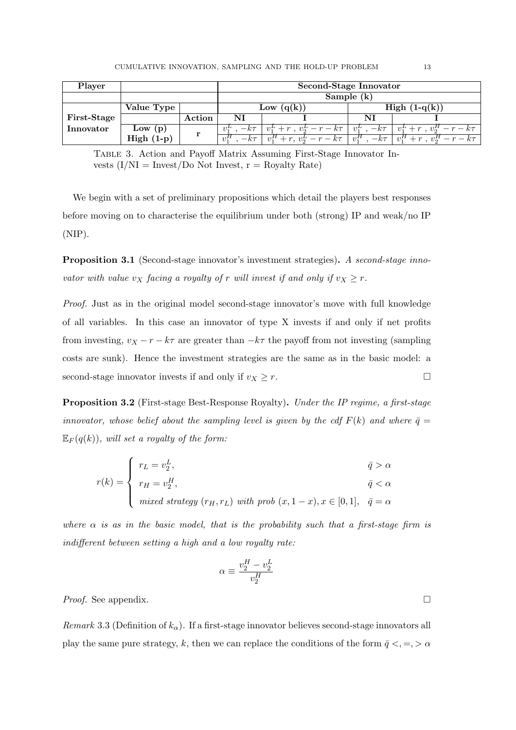| Player | | | Second-Stage Innovator | | | |
|---|---|---|---|---|---|---|
| | | | Sample (k) | | | |
| | Value Type | | Low (q(k)) | | High (1-q(k)) | |
| First-Stage | | Action | NI | I | NI | I |
| Innovator | Low (p) | r | $v_1^L$ , $-k\tau$ | $v_1^L + r$ , $v_2^L - r - k\tau$ | $v_1^L$ , $-k\tau$ | $v_1^L + r$ , $v_2^H - r - k\tau$ |
| | High (1-p) | | $v_1^H$ , $-k\tau$ | $v_1^H + r$, $v_2^L - r - k\tau$ | $v_1^H$ , $-k\tau$ | $v_1^H + r$ , $v_2^H - r - k\tau$ |

Table 3. Action and Payoff Matrix Assuming First-Stage Innovator Invests (I/NI = Invest/Do Not Invest, r = Royalty Rate)

We begin with a set of preliminary propositions which detail the players best responses before moving on to characterise the equilibrium under both (strong) IP and weak/no IP (NIP).

**Proposition 3.1** (Second-stage innovator's investment strategies)**.** *A second-stage innovator with value $v_X$ facing a royalty of $r$ will invest if and only if $v_X \geq r$.*

*Proof.* Just as in the original model second-stage innovator's move with full knowledge of all variables. In this case an innovator of type X invests if and only if net profits from investing, $v_X - r - k\tau$ are greater than $-k\tau$ the payoff from not investing (sampling costs are sunk). Hence the investment strategies are the same as in the basic model: a second-stage innovator invests if and only if $v_X \geq r$. □

**Proposition 3.2** (First-stage Best-Response Royalty)**.** *Under the IP regime, a first-stage innovator, whose belief about the sampling level is given by the cdf $F(k)$ and where $\bar{q} = \mathbb{E}_F(q(k))$, will set a royalty of the form:*

$$r(k) = \begin{cases} r_L = v_2^L, & \bar{q} > \alpha \\ r_H = v_2^H, & \bar{q} < \alpha \\ \text{mixed strategy } (r_H, r_L) \text{ with prob } (x, 1-x), x \in [0,1], & \bar{q} = \alpha \end{cases}$$

*where $\alpha$ is as in the basic model, that is the probability such that a first-stage firm is indifferent between setting a high and a low royalty rate:*

$$\alpha \equiv \frac{v_2^H - v_2^L}{v_2^H}$$

*Proof.* See appendix. □

*Remark* 3.3 (Definition of $k_\alpha$). If a first-stage innovator believes second-stage innovators all play the same pure strategy, $k$, then we can replace the conditions of the form $\bar{q} <, =, > \alpha$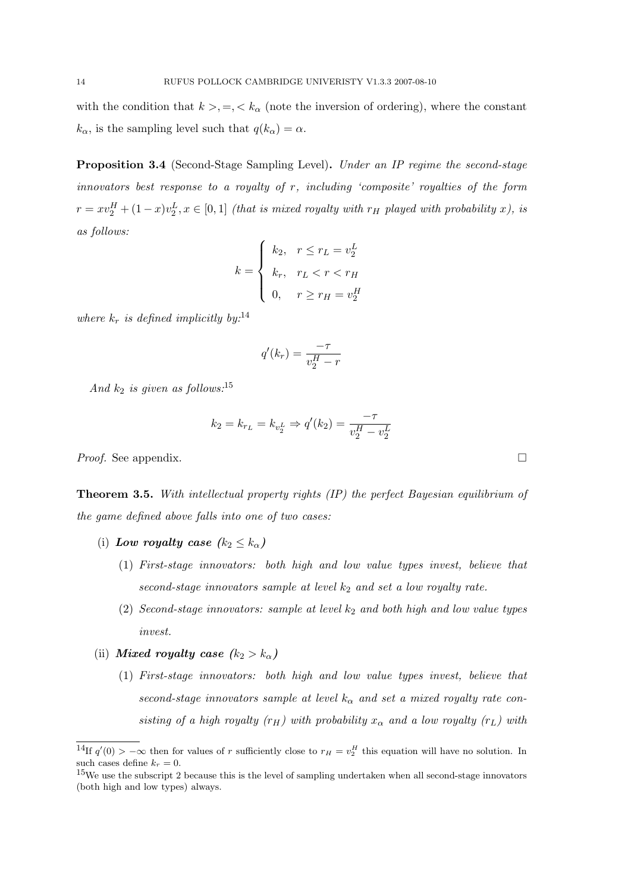with the condition that $k >, =, < k_\alpha$ (note the inversion of ordering), where the constant $k_\alpha$, is the sampling level such that $q(k_\alpha) = \alpha$.

**Proposition 3.4** (Second-Stage Sampling Level)**.** *Under an IP regime the second-stage innovators best response to a royalty of $r$, including 'composite' royalties of the form $r = xv_2^H + (1-x)v_2^L, x \in [0,1]$ (that is mixed royalty with $r_H$ played with probability $x$), is as follows:*

$$k = \begin{cases} k_2, & r \leq r_L = v_2^L \\ k_r, & r_L < r < r_H \\ 0, & r \geq r_H = v_2^H \end{cases}$$

*where $k_r$ is defined implicitly by:*[14]

$$q'(k_r) = \frac{-\tau}{v_2^H - r}$$

*And $k_2$ is given as follows:*[15]

$$k_2 = k_{r_L} = k_{v_2^L} \Rightarrow q'(k_2) = \frac{-\tau}{v_2^H - v_2^L}$$

*Proof.* See appendix. □

**Theorem 3.5.** *With intellectual property rights (IP) the perfect Bayesian equilibrium of the game defined above falls into one of two cases:*

(i) ***Low royalty case ($k_2 \leq k_\alpha$)***
   1. *First-stage innovators: both high and low value types invest, believe that second-stage innovators sample at level $k_2$ and set a low royalty rate.*
   2. *Second-stage innovators: sample at level $k_2$ and both high and low value types invest.*

(ii) ***Mixed royalty case ($k_2 > k_\alpha$)***
   1. *First-stage innovators: both high and low value types invest, believe that second-stage innovators sample at level $k_\alpha$ and set a mixed royalty rate consisting of a high royalty ($r_H$) with probability $x_\alpha$ and a low royalty ($r_L$) with*

---

[14] If $q'(0) > -\infty$ then for values of $r$ sufficiently close to $r_H = v_2^H$ this equation will have no solution. In such cases define $k_r = 0$.

[15] We use the subscript 2 because this is the level of sampling undertaken when all second-stage innovators (both high and low types) always.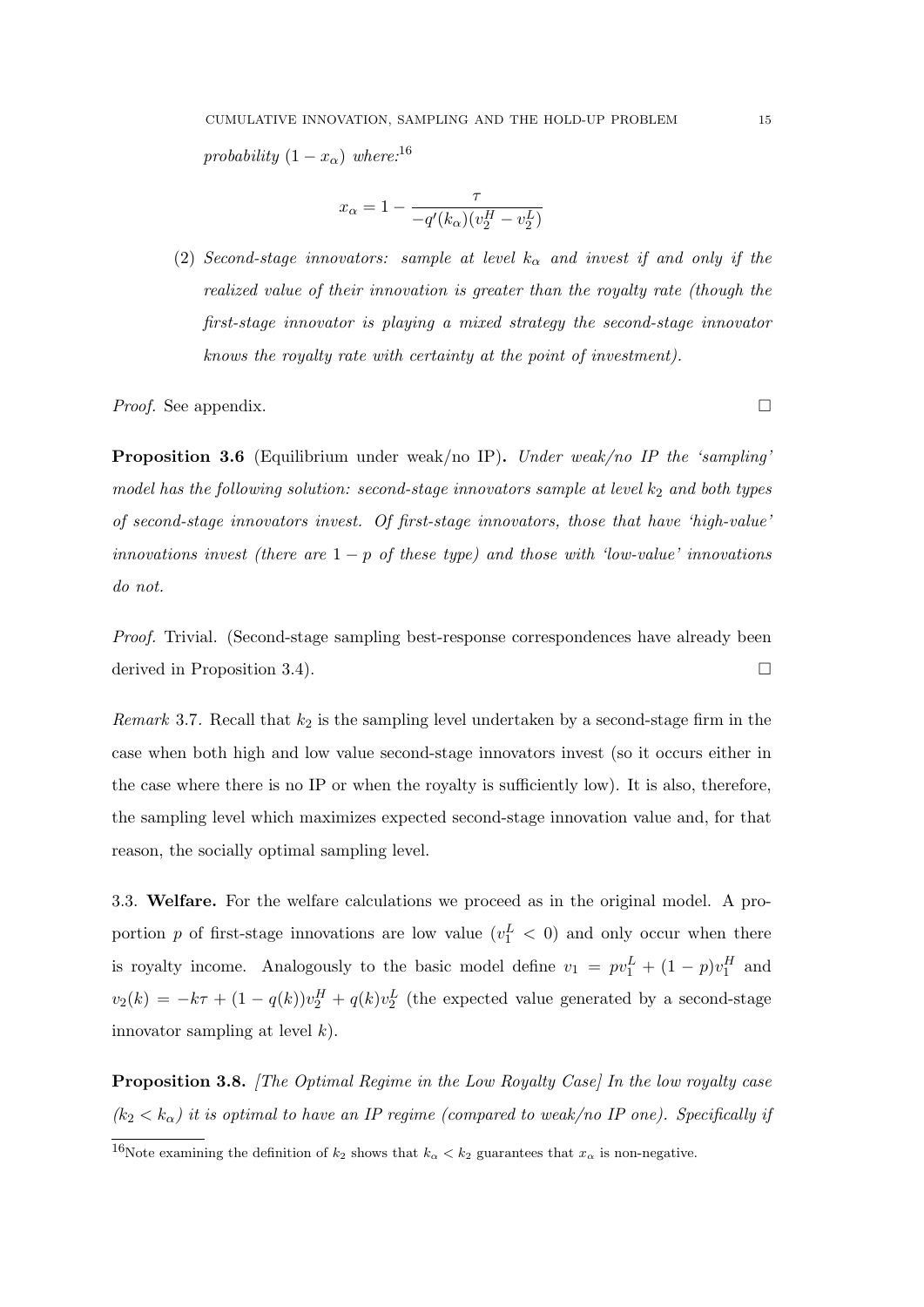*probability* $(1 - x_\alpha)$ *where:*[16]

$$x_\alpha = 1 - \frac{\tau}{-q'(k_\alpha)(v_2^H - v_2^L)}$$

(2) *Second-stage innovators: sample at level* $k_\alpha$ *and invest if and only if the realized value of their innovation is greater than the royalty rate (though the first-stage innovator is playing a mixed strategy the second-stage innovator knows the royalty rate with certainty at the point of investment).*

*Proof.* See appendix. □

**Proposition 3.6** (Equilibrium under weak/no IP)**.** *Under weak/no IP the 'sampling' model has the following solution: second-stage innovators sample at level* $k_2$ *and both types of second-stage innovators invest. Of first-stage innovators, those that have 'high-value' innovations invest (there are* $1 - p$ *of these type) and those with 'low-value' innovations do not.*

*Proof.* Trivial. (Second-stage sampling best-response correspondences have already been derived in Proposition 3.4). □

*Remark* 3.7. Recall that $k_2$ is the sampling level undertaken by a second-stage firm in the case when both high and low value second-stage innovators invest (so it occurs either in the case where there is no IP or when the royalty is sufficiently low). It is also, therefore, the sampling level which maximizes expected second-stage innovation value and, for that reason, the socially optimal sampling level.

3.3. **Welfare.** For the welfare calculations we proceed as in the original model. A proportion $p$ of first-stage innovations are low value ($v_1^L < 0$) and only occur when there is royalty income. Analogously to the basic model define $v_1 = pv_1^L + (1-p)v_1^H$ and $v_2(k) = -k\tau + (1 - q(k))v_2^H + q(k)v_2^L$ (the expected value generated by a second-stage innovator sampling at level $k$).

**Proposition 3.8.** *[The Optimal Regime in the Low Royalty Case] In the low royalty case* ($k_2 < k_\alpha$) *it is optimal to have an IP regime (compared to weak/no IP one). Specifically if*

[16] Note examining the definition of $k_2$ shows that $k_\alpha < k_2$ guarantees that $x_\alpha$ is non-negative.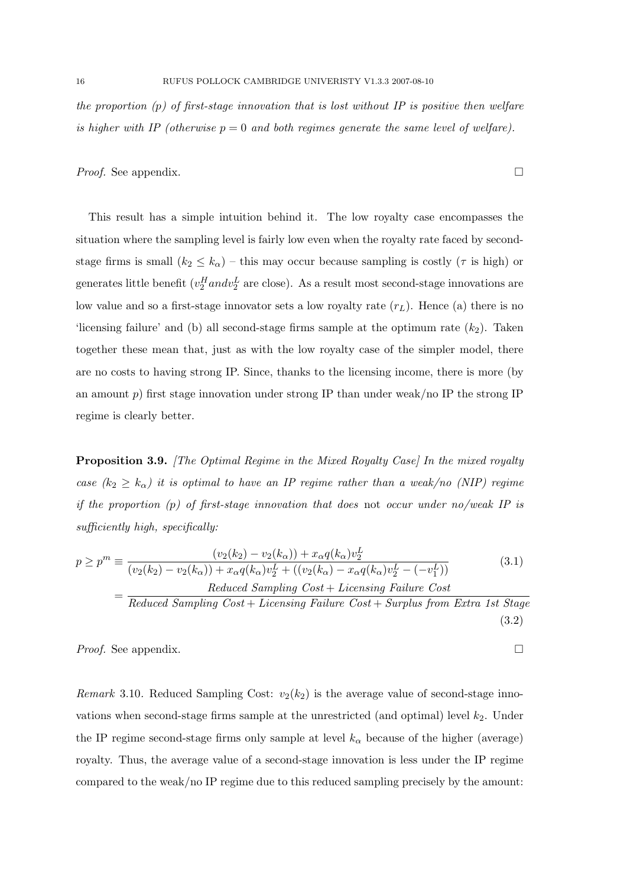*the proportion (p) of first-stage innovation that is lost without IP is positive then welfare is higher with IP (otherwise $p = 0$ and both regimes generate the same level of welfare).*

*Proof.* See appendix. □

This result has a simple intuition behind it. The low royalty case encompasses the situation where the sampling level is fairly low even when the royalty rate faced by second-stage firms is small ($k_2 \leq k_\alpha$) – this may occur because sampling is costly ($\tau$ is high) or generates little benefit ($v_2^H and v_2^L$ are close). As a result most second-stage innovations are low value and so a first-stage innovator sets a low royalty rate ($r_L$). Hence (a) there is no 'licensing failure' and (b) all second-stage firms sample at the optimum rate ($k_2$). Taken together these mean that, just as with the low royalty case of the simpler model, there are no costs to having strong IP. Since, thanks to the licensing income, there is more (by an amount $p$) first stage innovation under strong IP than under weak/no IP the strong IP regime is clearly better.

**Proposition 3.9.** *[The Optimal Regime in the Mixed Royalty Case] In the mixed royalty case ($k_2 \geq k_\alpha$) it is optimal to have an IP regime rather than a weak/no (NIP) regime if the proportion (p) of first-stage innovation that does* not *occur under no/weak IP is sufficiently high, specifically:*

$$p \geq p^m \equiv \frac{(v_2(k_2) - v_2(k_\alpha)) + x_\alpha q(k_\alpha) v_2^L}{(v_2(k_2) - v_2(k_\alpha)) + x_\alpha q(k_\alpha) v_2^L + ((v_2(k_\alpha) - x_\alpha q(k_\alpha) v_2^L - (-v_1^L))} \tag{3.1}$$

$$= \frac{\textit{Reduced Sampling Cost} + \textit{Licensing Failure Cost}}{\textit{Reduced Sampling Cost} + \textit{Licensing Failure Cost} + \textit{Surplus from Extra 1st Stage}} \tag{3.2}$$

*Proof.* See appendix. □

*Remark* 3.10. Reduced Sampling Cost: $v_2(k_2)$ is the average value of second-stage innovations when second-stage firms sample at the unrestricted (and optimal) level $k_2$. Under the IP regime second-stage firms only sample at level $k_\alpha$ because of the higher (average) royalty. Thus, the average value of a second-stage innovation is less under the IP regime compared to the weak/no IP regime due to this reduced sampling precisely by the amount: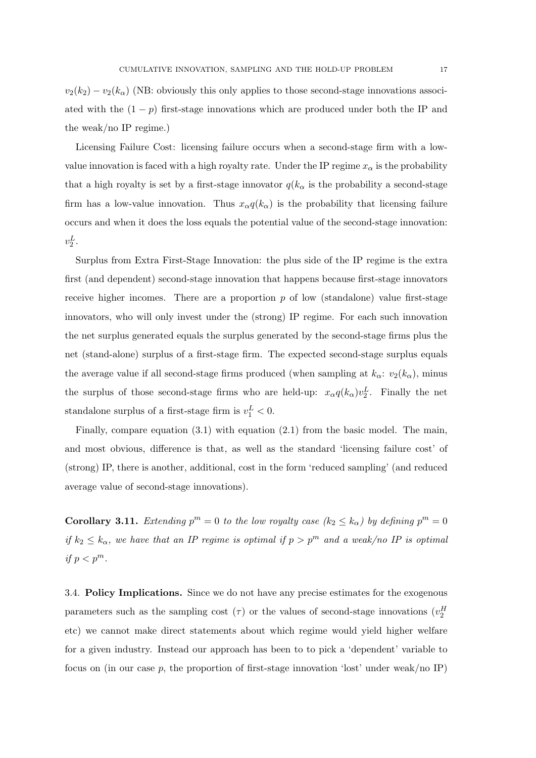$v_2(k_2) - v_2(k_\alpha)$ (NB: obviously this only applies to those second-stage innovations associated with the $(1-p)$ first-stage innovations which are produced under both the IP and the weak/no IP regime.)

Licensing Failure Cost: licensing failure occurs when a second-stage firm with a low-value innovation is faced with a high royalty rate. Under the IP regime $x_\alpha$ is the probability that a high royalty is set by a first-stage innovator $q(k_\alpha$ is the probability a second-stage firm has a low-value innovation. Thus $x_\alpha q(k_\alpha)$ is the probability that licensing failure occurs and when it does the loss equals the potential value of the second-stage innovation: $v_2^L$.

Surplus from Extra First-Stage Innovation: the plus side of the IP regime is the extra first (and dependent) second-stage innovation that happens because first-stage innovators receive higher incomes. There are a proportion $p$ of low (standalone) value first-stage innovators, who will only invest under the (strong) IP regime. For each such innovation the net surplus generated equals the surplus generated by the second-stage firms plus the net (stand-alone) surplus of a first-stage firm. The expected second-stage surplus equals the average value if all second-stage firms produced (when sampling at $k_\alpha$: $v_2(k_\alpha)$, minus the surplus of those second-stage firms who are held-up: $x_\alpha q(k_\alpha) v_2^L$. Finally the net standalone surplus of a first-stage firm is $v_1^L < 0$.

Finally, compare equation (3.1) with equation (2.1) from the basic model. The main, and most obvious, difference is that, as well as the standard 'licensing failure cost' of (strong) IP, there is another, additional, cost in the form 'reduced sampling' (and reduced average value of second-stage innovations).

**Corollary 3.11.** *Extending $p^m = 0$ to the low royalty case ($k_2 \leq k_\alpha$) by defining $p^m = 0$ if $k_2 \leq k_\alpha$, we have that an IP regime is optimal if $p > p^m$ and a weak/no IP is optimal if $p < p^m$.*

3.4. **Policy Implications.** Since we do not have any precise estimates for the exogenous parameters such as the sampling cost ($\tau$) or the values of second-stage innovations ($v_2^H$ etc) we cannot make direct statements about which regime would yield higher welfare for a given industry. Instead our approach has been to to pick a 'dependent' variable to focus on (in our case $p$, the proportion of first-stage innovation 'lost' under weak/no IP)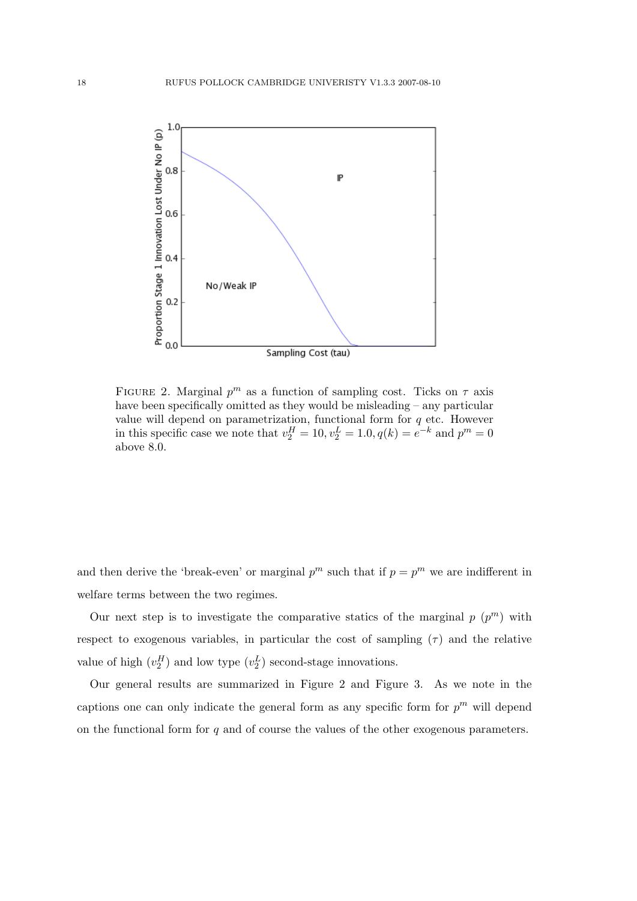FIGURE 2. Marginal $p^m$ as a function of sampling cost. Ticks on $\tau$ axis have been specifically omitted as they would be misleading – any particular value will depend on parametrization, functional form for $q$ etc. However in this specific case we note that $v_2^H = 10, v_2^L = 1.0, q(k) = e^{-k}$ and $p^m = 0$ above 8.0.

and then derive the 'break-even' or marginal $p^m$ such that if $p = p^m$ we are indifferent in welfare terms between the two regimes.

Our next step is to investigate the comparative statics of the marginal $p$ ($p^m$) with respect to exogenous variables, in particular the cost of sampling ($\tau$) and the relative value of high ($v_2^H$) and low type ($v_2^L$) second-stage innovations.

Our general results are summarized in Figure 2 and Figure 3. As we note in the captions one can only indicate the general form as any specific form for $p^m$ will depend on the functional form for $q$ and of course the values of the other exogenous parameters.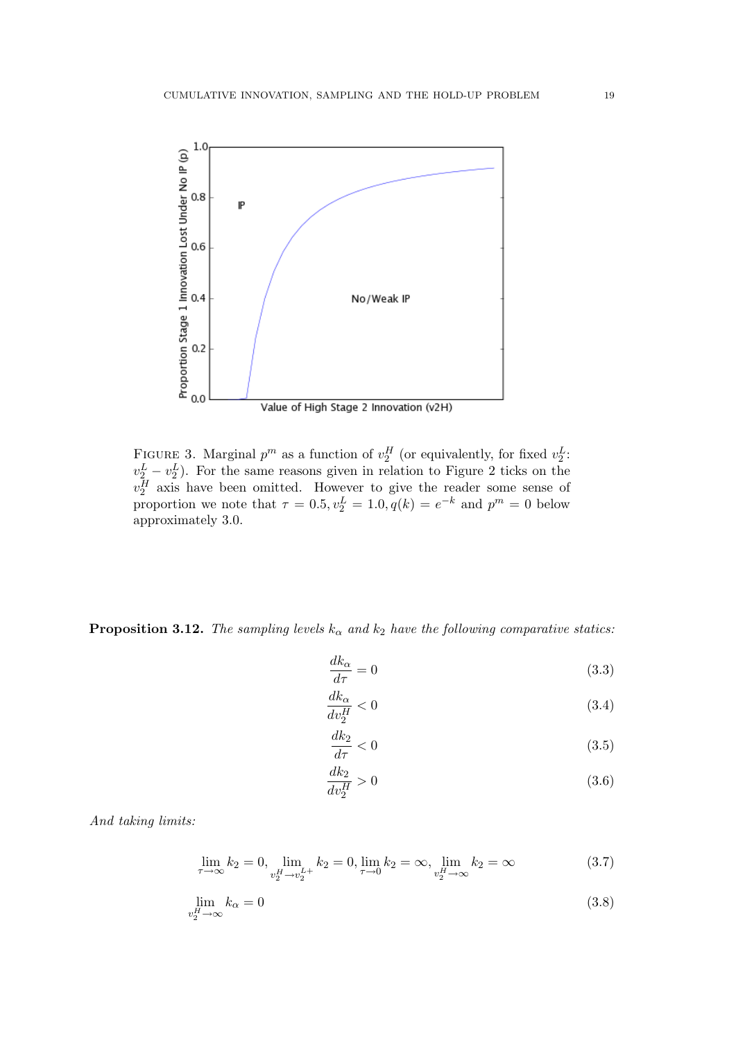FIGURE 3. Marginal $p^m$ as a function of $v_2^H$ (or equivalently, for fixed $v_2^L$: $v_2^L - v_2^L$). For the same reasons given in relation to Figure 2 ticks on the $v_2^H$ axis have been omitted. However to give the reader some sense of proportion we note that $\tau = 0.5, v_2^L = 1.0, q(k) = e^{-k}$ and $p^m = 0$ below approximately 3.0.

**Proposition 3.12.** *The sampling levels $k_\alpha$ and $k_2$ have the following comparative statics:*

$$\frac{dk_\alpha}{d\tau} = 0 \tag{3.3}$$

$$\frac{dk_\alpha}{dv_2^H} < 0 \tag{3.4}$$

$$\frac{dk_2}{d\tau} < 0 \tag{3.5}$$

$$\frac{dk_2}{dv_2^H} > 0 \tag{3.6}$$

*And taking limits:*

$$\lim_{\tau \to \infty} k_2 = 0, \lim_{v_2^H \to v_2^{L+}} k_2 = 0, \lim_{\tau \to 0} k_2 = \infty, \lim_{v_2^H \to \infty} k_2 = \infty \tag{3.7}$$

$$\lim_{v_2^H \to \infty} k_\alpha = 0 \tag{3.8}$$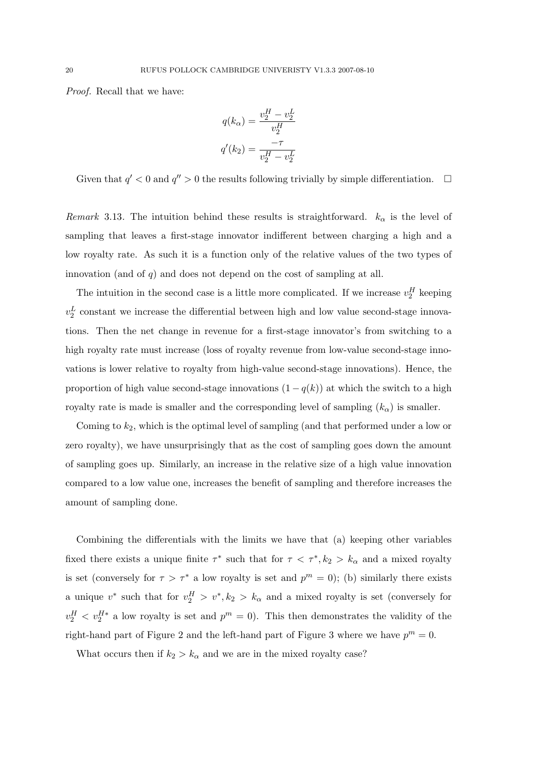*Proof.* Recall that we have:

$$q(k_\alpha) = \frac{v_2^H - v_2^L}{v_2^H}$$

$$q'(k_2) = \frac{-\tau}{v_2^H - v_2^L}$$

Given that $q' < 0$ and $q'' > 0$ the results following trivially by simple differentiation. □

*Remark* 3.13. The intuition behind these results is straightforward. $k_\alpha$ is the level of sampling that leaves a first-stage innovator indifferent between charging a high and a low royalty rate. As such it is a function only of the relative values of the two types of innovation (and of $q$) and does not depend on the cost of sampling at all.

The intuition in the second case is a little more complicated. If we increase $v_2^H$ keeping $v_2^L$ constant we increase the differential between high and low value second-stage innovations. Then the net change in revenue for a first-stage innovator's from switching to a high royalty rate must increase (loss of royalty revenue from low-value second-stage innovations is lower relative to royalty from high-value second-stage innovations). Hence, the proportion of high value second-stage innovations $(1 - q(k))$ at which the switch to a high royalty rate is made is smaller and the corresponding level of sampling $(k_\alpha)$ is smaller.

Coming to $k_2$, which is the optimal level of sampling (and that performed under a low or zero royalty), we have unsurprisingly that as the cost of sampling goes down the amount of sampling goes up. Similarly, an increase in the relative size of a high value innovation compared to a low value one, increases the benefit of sampling and therefore increases the amount of sampling done.

Combining the differentials with the limits we have that (a) keeping other variables fixed there exists a unique finite $\tau^*$ such that for $\tau < \tau^*, k_2 > k_\alpha$ and a mixed royalty is set (conversely for $\tau > \tau^*$ a low royalty is set and $p^m = 0$); (b) similarly there exists a unique $v^*$ such that for $v_2^H > v^*, k_2 > k_\alpha$ and a mixed royalty is set (conversely for $v_2^H < v_2^{H*}$ a low royalty is set and $p^m = 0$). This then demonstrates the validity of the right-hand part of Figure 2 and the left-hand part of Figure 3 where we have $p^m = 0$.

What occurs then if $k_2 > k_\alpha$ and we are in the mixed royalty case?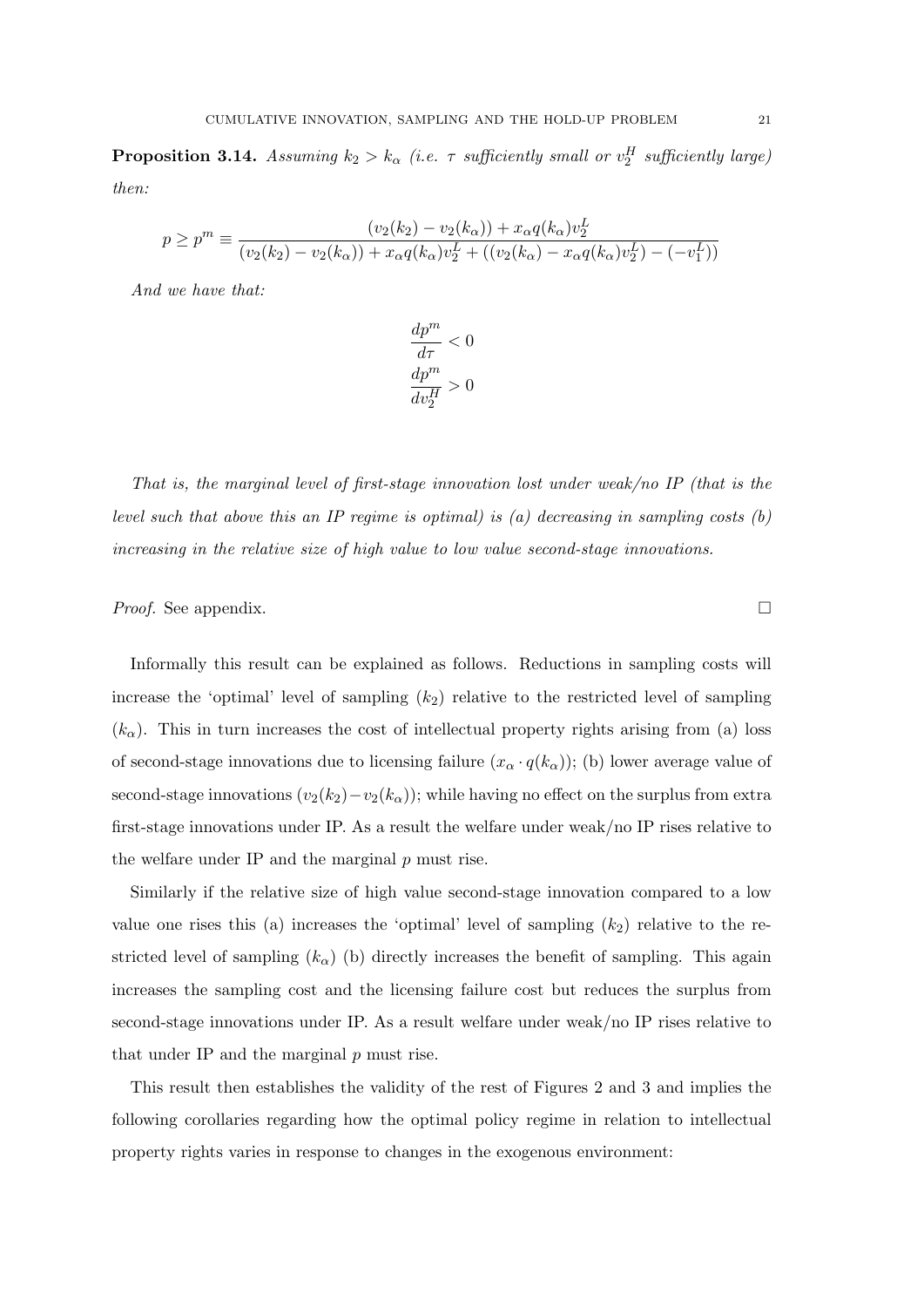**Proposition 3.14.** *Assuming $k_2 > k_\alpha$ (i.e. $\tau$ sufficiently small or $v_2^H$ sufficiently large) then:*

$$p \geq p^m \equiv \frac{(v_2(k_2) - v_2(k_\alpha)) + x_\alpha q(k_\alpha) v_2^L}{(v_2(k_2) - v_2(k_\alpha)) + x_\alpha q(k_\alpha) v_2^L + ((v_2(k_\alpha) - x_\alpha q(k_\alpha) v_2^L) - (-v_1^L))}$$

*And we have that:*

$$\frac{dp^m}{d\tau} < 0$$
$$\frac{dp^m}{dv_2^H} > 0$$

*That is, the marginal level of first-stage innovation lost under weak/no IP (that is the level such that above this an IP regime is optimal) is (a) decreasing in sampling costs (b) increasing in the relative size of high value to low value second-stage innovations.*

*Proof.* See appendix. □

Informally this result can be explained as follows. Reductions in sampling costs will increase the 'optimal' level of sampling ($k_2$) relative to the restricted level of sampling ($k_\alpha$). This in turn increases the cost of intellectual property rights arising from (a) loss of second-stage innovations due to licensing failure ($x_\alpha \cdot q(k_\alpha)$); (b) lower average value of second-stage innovations ($v_2(k_2) - v_2(k_\alpha)$); while having no effect on the surplus from extra first-stage innovations under IP. As a result the welfare under weak/no IP rises relative to the welfare under IP and the marginal $p$ must rise.

Similarly if the relative size of high value second-stage innovation compared to a low value one rises this (a) increases the 'optimal' level of sampling ($k_2$) relative to the restricted level of sampling ($k_\alpha$) (b) directly increases the benefit of sampling. This again increases the sampling cost and the licensing failure cost but reduces the surplus from second-stage innovations under IP. As a result welfare under weak/no IP rises relative to that under IP and the marginal $p$ must rise.

This result then establishes the validity of the rest of Figures 2 and 3 and implies the following corollaries regarding how the optimal policy regime in relation to intellectual property rights varies in response to changes in the exogenous environment: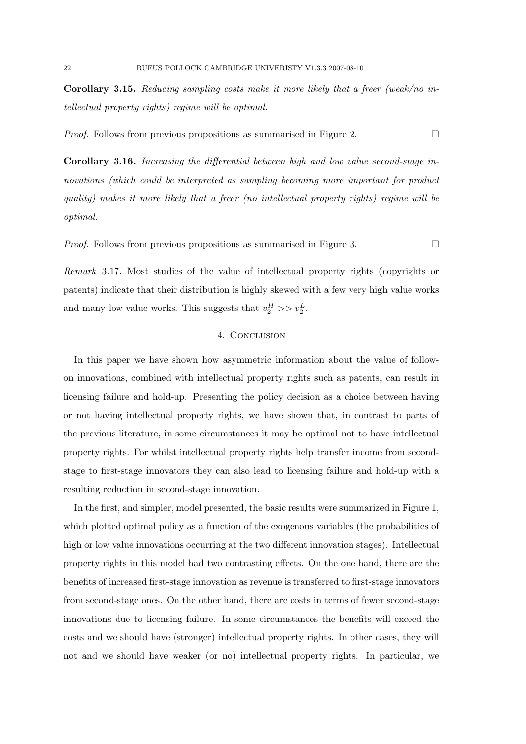**Corollary 3.15.** *Reducing sampling costs make it more likely that a freer (weak/no intellectual property rights) regime will be optimal.*

*Proof.* Follows from previous propositions as summarised in Figure 2. □

**Corollary 3.16.** *Increasing the differential between high and low value second-stage innovations (which could be interpreted as sampling becoming more important for product quality) makes it more likely that a freer (no intellectual property rights) regime will be optimal.*

*Proof.* Follows from previous propositions as summarised in Figure 3. □

*Remark* 3.17. Most studies of the value of intellectual property rights (copyrights or patents) indicate that their distribution is highly skewed with a few very high value works and many low value works. This suggests that $v_2^H >> v_2^L$.

## 4. Conclusion

In this paper we have shown how asymmetric information about the value of follow-on innovations, combined with intellectual property rights such as patents, can result in licensing failure and hold-up. Presenting the policy decision as a choice between having or not having intellectual property rights, we have shown that, in contrast to parts of the previous literature, in some circumstances it may be optimal not to have intellectual property rights. For whilst intellectual property rights help transfer income from second-stage to first-stage innovators they can also lead to licensing failure and hold-up with a resulting reduction in second-stage innovation.

In the first, and simpler, model presented, the basic results were summarized in Figure 1, which plotted optimal policy as a function of the exogenous variables (the probabilities of high or low value innovations occurring at the two different innovation stages). Intellectual property rights in this model had two contrasting effects. On the one hand, there are the benefits of increased first-stage innovation as revenue is transferred to first-stage innovators from second-stage ones. On the other hand, there are costs in terms of fewer second-stage innovations due to licensing failure. In some circumstances the benefits will exceed the costs and we should have (stronger) intellectual property rights. In other cases, they will not and we should have weaker (or no) intellectual property rights. In particular, we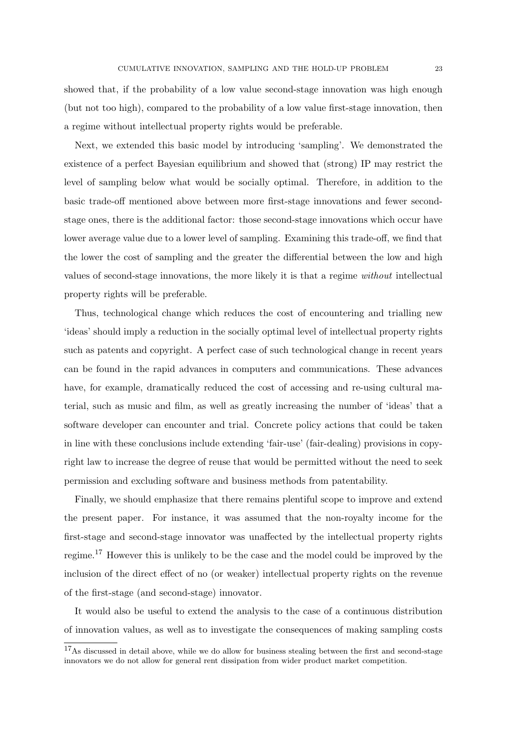showed that, if the probability of a low value second-stage innovation was high enough (but not too high), compared to the probability of a low value first-stage innovation, then a regime without intellectual property rights would be preferable.

Next, we extended this basic model by introducing 'sampling'. We demonstrated the existence of a perfect Bayesian equilibrium and showed that (strong) IP may restrict the level of sampling below what would be socially optimal. Therefore, in addition to the basic trade-off mentioned above between more first-stage innovations and fewer second-stage ones, there is the additional factor: those second-stage innovations which occur have lower average value due to a lower level of sampling. Examining this trade-off, we find that the lower the cost of sampling and the greater the differential between the low and high values of second-stage innovations, the more likely it is that a regime *without* intellectual property rights will be preferable.

Thus, technological change which reduces the cost of encountering and trialling new 'ideas' should imply a reduction in the socially optimal level of intellectual property rights such as patents and copyright. A perfect case of such technological change in recent years can be found in the rapid advances in computers and communications. These advances have, for example, dramatically reduced the cost of accessing and re-using cultural material, such as music and film, as well as greatly increasing the number of 'ideas' that a software developer can encounter and trial. Concrete policy actions that could be taken in line with these conclusions include extending 'fair-use' (fair-dealing) provisions in copyright law to increase the degree of reuse that would be permitted without the need to seek permission and excluding software and business methods from patentability.

Finally, we should emphasize that there remains plentiful scope to improve and extend the present paper. For instance, it was assumed that the non-royalty income for the first-stage and second-stage innovator was unaffected by the intellectual property rights regime.[17] However this is unlikely to be the case and the model could be improved by the inclusion of the direct effect of no (or weaker) intellectual property rights on the revenue of the first-stage (and second-stage) innovator.

It would also be useful to extend the analysis to the case of a continuous distribution of innovation values, as well as to investigate the consequences of making sampling costs

[17] As discussed in detail above, while we do allow for business stealing between the first and second-stage innovators we do not allow for general rent dissipation from wider product market competition.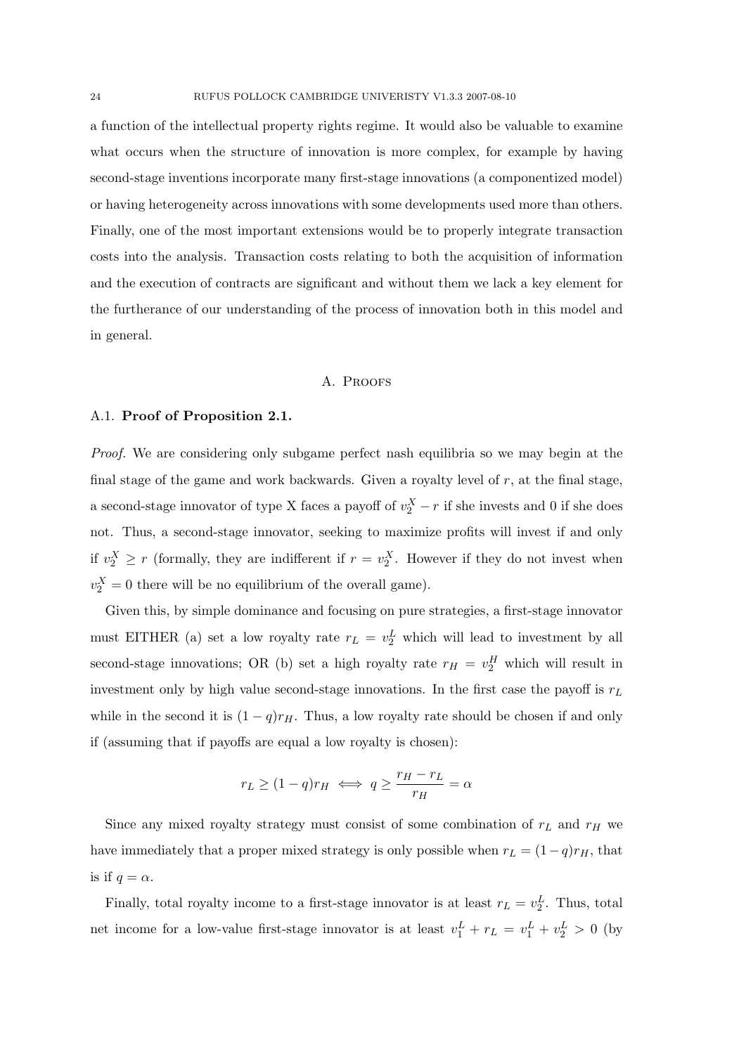a function of the intellectual property rights regime. It would also be valuable to examine what occurs when the structure of innovation is more complex, for example by having second-stage inventions incorporate many first-stage innovations (a componentized model) or having heterogeneity across innovations with some developments used more than others. Finally, one of the most important extensions would be to properly integrate transaction costs into the analysis. Transaction costs relating to both the acquisition of information and the execution of contracts are significant and without them we lack a key element for the furtherance of our understanding of the process of innovation both in this model and in general.

## A. Proofs

### A.1. Proof of Proposition 2.1.

*Proof.* We are considering only subgame perfect nash equilibria so we may begin at the final stage of the game and work backwards. Given a royalty level of $r$, at the final stage, a second-stage innovator of type X faces a payoff of $v_2^X - r$ if she invests and 0 if she does not. Thus, a second-stage innovator, seeking to maximize profits will invest if and only if $v_2^X \geq r$ (formally, they are indifferent if $r = v_2^X$. However if they do not invest when $v_2^X = 0$ there will be no equilibrium of the overall game).

Given this, by simple dominance and focusing on pure strategies, a first-stage innovator must EITHER (a) set a low royalty rate $r_L = v_2^L$ which will lead to investment by all second-stage innovations; OR (b) set a high royalty rate $r_H = v_2^H$ which will result in investment only by high value second-stage innovations. In the first case the payoff is $r_L$ while in the second it is $(1-q)r_H$. Thus, a low royalty rate should be chosen if and only if (assuming that if payoffs are equal a low royalty is chosen):

$$r_L \geq (1-q)r_H \iff q \geq \frac{r_H - r_L}{r_H} = \alpha$$

Since any mixed royalty strategy must consist of some combination of $r_L$ and $r_H$ we have immediately that a proper mixed strategy is only possible when $r_L = (1-q)r_H$, that is if $q = \alpha$.

Finally, total royalty income to a first-stage innovator is at least $r_L = v_2^L$. Thus, total net income for a low-value first-stage innovator is at least $v_1^L + r_L = v_1^L + v_2^L > 0$ (by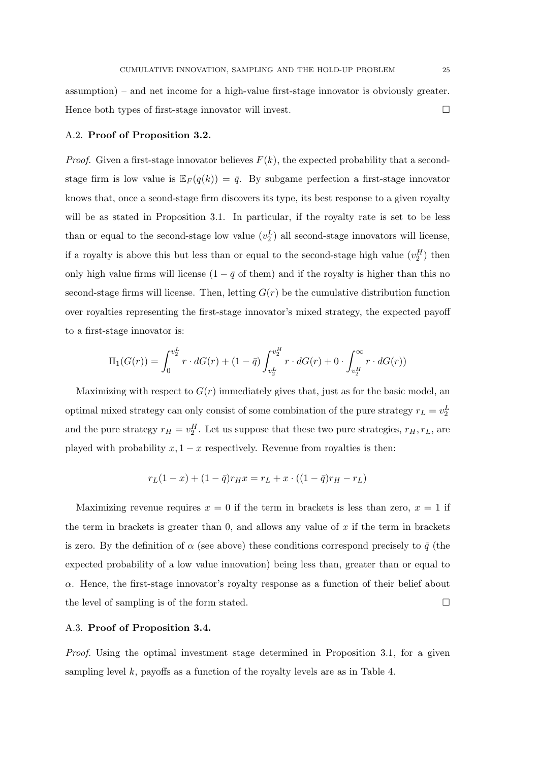assumption) – and net income for a high-value first-stage innovator is obviously greater. Hence both types of first-stage innovator will invest. □

### A.2. **Proof of Proposition 3.2.**

*Proof.* Given a first-stage innovator believes $F(k)$, the expected probability that a second-stage firm is low value is $\mathbb{E}_F(q(k)) = \bar{q}$. By subgame perfection a first-stage innovator knows that, once a seond-stage firm discovers its type, its best response to a given royalty will be as stated in Proposition 3.1. In particular, if the royalty rate is set to be less than or equal to the second-stage low value ($v_2^L$) all second-stage innovators will license, if a royalty is above this but less than or equal to the second-stage high value ($v_2^H$) then only high value firms will license ($1 - \bar{q}$ of them) and if the royalty is higher than this no second-stage firms will license. Then, letting $G(r)$ be the cumulative distribution function over royalties representing the first-stage innovator's mixed strategy, the expected payoff to a first-stage innovator is:

$$\Pi_1(G(r)) = \int_0^{v_2^L} r \cdot dG(r) + (1 - \bar{q}) \int_{v_2^L}^{v_2^H} r \cdot dG(r) + 0 \cdot \int_{v_2^H}^{\infty} r \cdot dG(r))$$

Maximizing with respect to $G(r)$ immediately gives that, just as for the basic model, an optimal mixed strategy can only consist of some combination of the pure strategy $r_L = v_2^L$ and the pure strategy $r_H = v_2^H$. Let us suppose that these two pure strategies, $r_H, r_L$, are played with probability $x, 1 - x$ respectively. Revenue from royalties is then:

$$r_L(1 - x) + (1 - \bar{q})r_H x = r_L + x \cdot ((1 - \bar{q})r_H - r_L)$$

Maximizing revenue requires $x = 0$ if the term in brackets is less than zero, $x = 1$ if the term in brackets is greater than 0, and allows any value of $x$ if the term in brackets is zero. By the definition of $\alpha$ (see above) these conditions correspond precisely to $\bar{q}$ (the expected probability of a low value innovation) being less than, greater than or equal to $\alpha$. Hence, the first-stage innovator's royalty response as a function of their belief about the level of sampling is of the form stated. □

### A.3. **Proof of Proposition 3.4.**

*Proof.* Using the optimal investment stage determined in Proposition 3.1, for a given sampling level $k$, payoffs as a function of the royalty levels are as in Table 4.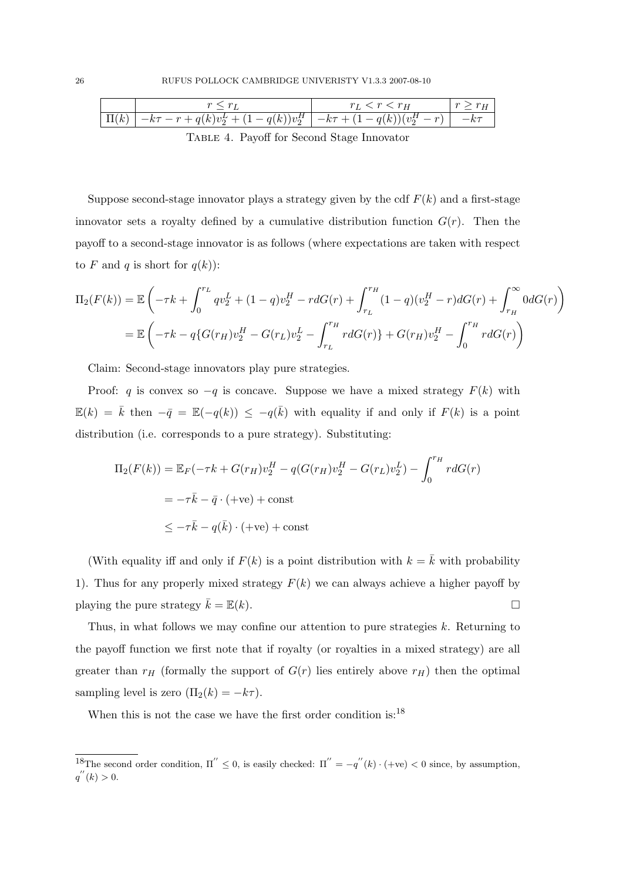| | $r \leq r_L$ | $r_L < r < r_H$ | $r \geq r_H$ |
|---|---|---|---|
| $\Pi(k)$ | $-k\tau - r + q(k)v_2^L + (1-q(k))v_2^H$ | $-k\tau + (1-q(k))(v_2^H - r)$ | $-k\tau$ |

Table 4. Payoff for Second Stage Innovator

Suppose second-stage innovator plays a strategy given by the cdf $F(k)$ and a first-stage innovator sets a royalty defined by a cumulative distribution function $G(r)$. Then the payoff to a second-stage innovator is as follows (where expectations are taken with respect to $F$ and $q$ is short for $q(k)$):

$$\Pi_2(F(k)) = \mathbb{E}\left(-\tau k + \int_0^{r_L} qv_2^L + (1-q)v_2^H - rdG(r) + \int_{r_L}^{r_H} (1-q)(v_2^H - r)dG(r) + \int_{r_H}^{\infty} 0dG(r)\right)$$

$$= \mathbb{E}\left(-\tau k - q\{G(r_H)v_2^H - G(r_L)v_2^L - \int_{r_L}^{r_H} rdG(r)\} + G(r_H)v_2^H - \int_0^{r_H} rdG(r)\right)$$

Claim: Second-stage innovators play pure strategies.

Proof: $q$ is convex so $-q$ is concave. Suppose we have a mixed strategy $F(k)$ with $\mathbb{E}(k) = \bar{k}$ then $-\bar{q} = \mathbb{E}(-q(k)) \leq -q(\bar{k})$ with equality if and only if $F(k)$ is a point distribution (i.e. corresponds to a pure strategy). Substituting:

$$\Pi_2(F(k)) = \mathbb{E}_F(-\tau k + G(r_H)v_2^H - q(G(r_H)v_2^H - G(r_L)v_2^L) - \int_0^{r_H} rdG(r)$$

$$= -\tau\bar{k} - \bar{q} \cdot (+\text{ve}) + \text{const}$$

$$\leq -\tau\bar{k} - q(\bar{k}) \cdot (+\text{ve}) + \text{const}$$

(With equality iff and only if $F(k)$ is a point distribution with $k = \bar{k}$ with probability 1). Thus for any properly mixed strategy $F(k)$ we can always achieve a higher payoff by playing the pure strategy $\bar{k} = \mathbb{E}(k)$. □

Thus, in what follows we may confine our attention to pure strategies $k$. Returning to the payoff function we first note that if royalty (or royalties in a mixed strategy) are all greater than $r_H$ (formally the support of $G(r)$ lies entirely above $r_H$) then the optimal sampling level is zero ($\Pi_2(k) = -k\tau$).

When this is not the case we have the first order condition is:[18]

[18] The second order condition, $\Pi'' \leq 0$, is easily checked: $\Pi'' = -q''(k) \cdot (+\text{ve}) < 0$ since, by assumption, $q''(k) > 0$.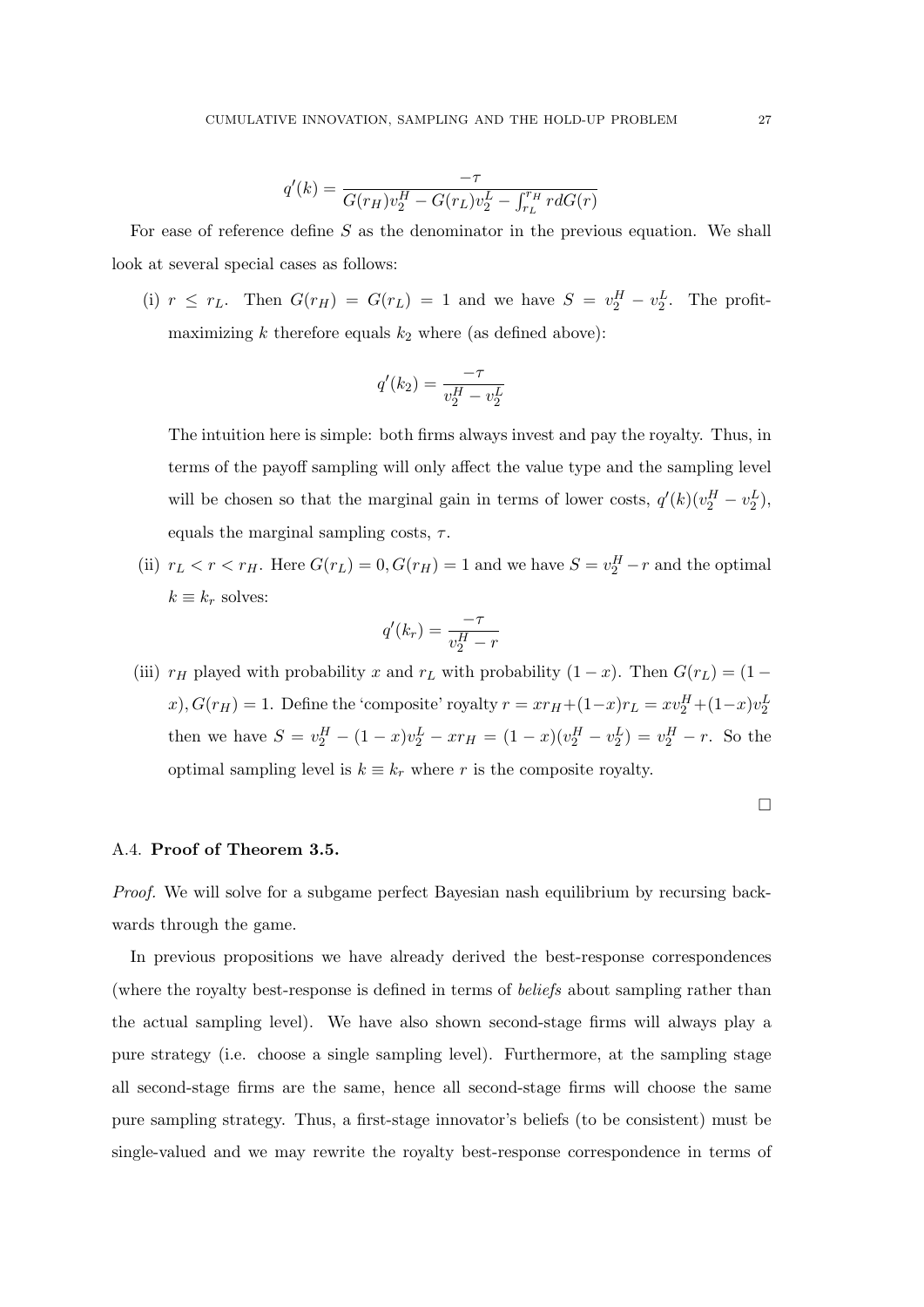$$q'(k) = \frac{-\tau}{G(r_H)v_2^H - G(r_L)v_2^L - \int_{r_L}^{r_H} r dG(r)}$$

For ease of reference define $S$ as the denominator in the previous equation. We shall look at several special cases as follows:

(i) $r \leq r_L$. Then $G(r_H) = G(r_L) = 1$ and we have $S = v_2^H - v_2^L$. The profit-maximizing $k$ therefore equals $k_2$ where (as defined above):

$$q'(k_2) = \frac{-\tau}{v_2^H - v_2^L}$$

The intuition here is simple: both firms always invest and pay the royalty. Thus, in terms of the payoff sampling will only affect the value type and the sampling level will be chosen so that the marginal gain in terms of lower costs, $q'(k)(v_2^H - v_2^L)$, equals the marginal sampling costs, $\tau$.

(ii) $r_L < r < r_H$. Here $G(r_L) = 0, G(r_H) = 1$ and we have $S = v_2^H - r$ and the optimal $k \equiv k_r$ solves:

$$q'(k_r) = \frac{-\tau}{v_2^H - r}$$

(iii) $r_H$ played with probability $x$ and $r_L$ with probability $(1-x)$. Then $G(r_L) = (1-x), G(r_H) = 1$. Define the 'composite' royalty $r = xr_H + (1-x)r_L = xv_2^H + (1-x)v_2^L$ then we have $S = v_2^H - (1-x)v_2^L - xr_H = (1-x)(v_2^H - v_2^L) = v_2^H - r$. So the optimal sampling level is $k \equiv k_r$ where $r$ is the composite royalty.

□

## A.4. Proof of Theorem 3.5.

*Proof.* We will solve for a subgame perfect Bayesian nash equilibrium by recursing backwards through the game.

In previous propositions we have already derived the best-response correspondences (where the royalty best-response is defined in terms of *beliefs* about sampling rather than the actual sampling level). We have also shown second-stage firms will always play a pure strategy (i.e. choose a single sampling level). Furthermore, at the sampling stage all second-stage firms are the same, hence all second-stage firms will choose the same pure sampling strategy. Thus, a first-stage innovator's beliefs (to be consistent) must be single-valued and we may rewrite the royalty best-response correspondence in terms of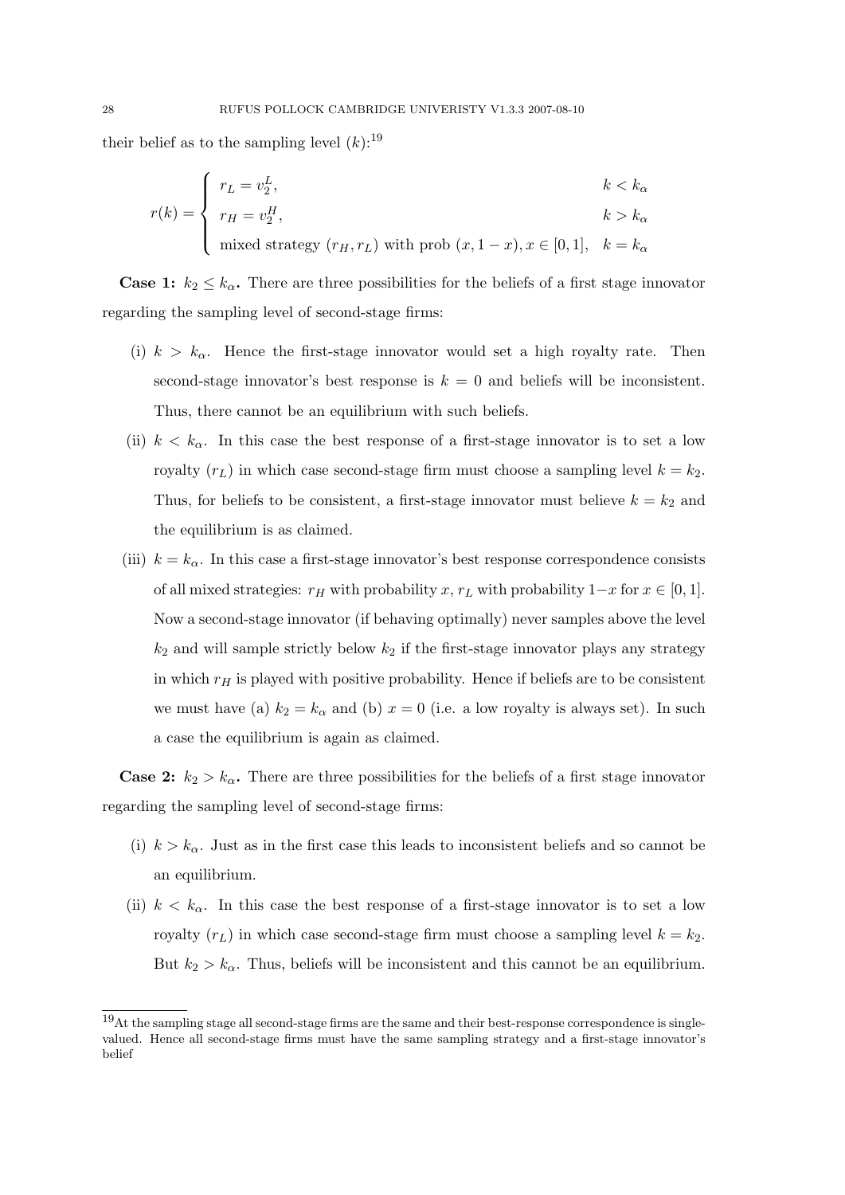their belief as to the sampling level ($k$):[19]

$$
r(k) = \begin{cases} r_L = v_2^L, & k < k_\alpha \\ r_H = v_2^H, & k > k_\alpha \\ \text{mixed strategy } (r_H, r_L) \text{ with prob } (x, 1-x), x \in [0,1], & k = k_\alpha \end{cases}
$$

**Case 1: $k_2 \leq k_\alpha$.** There are three possibilities for the beliefs of a first stage innovator regarding the sampling level of second-stage firms:

(i) $k > k_\alpha$. Hence the first-stage innovator would set a high royalty rate. Then second-stage innovator's best response is $k = 0$ and beliefs will be inconsistent. Thus, there cannot be an equilibrium with such beliefs.

(ii) $k < k_\alpha$. In this case the best response of a first-stage innovator is to set a low royalty ($r_L$) in which case second-stage firm must choose a sampling level $k = k_2$. Thus, for beliefs to be consistent, a first-stage innovator must believe $k = k_2$ and the equilibrium is as claimed.

(iii) $k = k_\alpha$. In this case a first-stage innovator's best response correspondence consists of all mixed strategies: $r_H$ with probability $x$, $r_L$ with probability $1-x$ for $x \in [0,1]$. Now a second-stage innovator (if behaving optimally) never samples above the level $k_2$ and will sample strictly below $k_2$ if the first-stage innovator plays any strategy in which $r_H$ is played with positive probability. Hence if beliefs are to be consistent we must have (a) $k_2 = k_\alpha$ and (b) $x = 0$ (i.e. a low royalty is always set). In such a case the equilibrium is again as claimed.

**Case 2: $k_2 > k_\alpha$.** There are three possibilities for the beliefs of a first stage innovator regarding the sampling level of second-stage firms:

(i) $k > k_\alpha$. Just as in the first case this leads to inconsistent beliefs and so cannot be an equilibrium.

(ii) $k < k_\alpha$. In this case the best response of a first-stage innovator is to set a low royalty ($r_L$) in which case second-stage firm must choose a sampling level $k = k_2$. But $k_2 > k_\alpha$. Thus, beliefs will be inconsistent and this cannot be an equilibrium.

[19] At the sampling stage all second-stage firms are the same and their best-response correspondence is single-valued. Hence all second-stage firms must have the same sampling strategy and a first-stage innovator's belief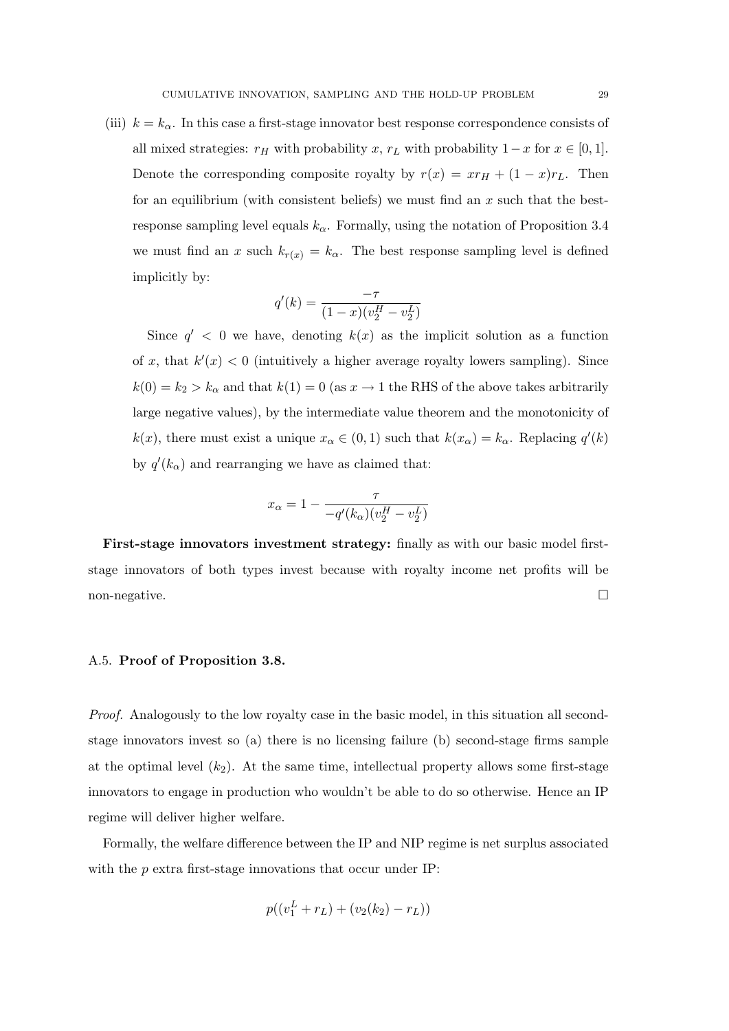(iii) $k = k_\alpha$. In this case a first-stage innovator best response correspondence consists of all mixed strategies: $r_H$ with probability $x$, $r_L$ with probability $1-x$ for $x \in [0,1]$. Denote the corresponding composite royalty by $r(x) = xr_H + (1-x)r_L$. Then for an equilibrium (with consistent beliefs) we must find an $x$ such that the best-response sampling level equals $k_\alpha$. Formally, using the notation of Proposition 3.4 we must find an $x$ such $k_{r(x)} = k_\alpha$. The best response sampling level is defined implicitly by:

$$q'(k) = \frac{-\tau}{(1-x)(v_2^H - v_2^L)}$$

Since $q' < 0$ we have, denoting $k(x)$ as the implicit solution as a function of $x$, that $k'(x) < 0$ (intuitively a higher average royalty lowers sampling). Since $k(0) = k_2 > k_\alpha$ and that $k(1) = 0$ (as $x \to 1$ the RHS of the above takes arbitrarily large negative values), by the intermediate value theorem and the monotonicity of $k(x)$, there must exist a unique $x_\alpha \in (0,1)$ such that $k(x_\alpha) = k_\alpha$. Replacing $q'(k)$ by $q'(k_\alpha)$ and rearranging we have as claimed that:

$$x_\alpha = 1 - \frac{\tau}{-q'(k_\alpha)(v_2^H - v_2^L)}$$

**First-stage innovators investment strategy:** finally as with our basic model first-stage innovators of both types invest because with royalty income net profits will be non-negative. □

A.5. **Proof of Proposition 3.8.**

*Proof.* Analogously to the low royalty case in the basic model, in this situation all second-stage innovators invest so (a) there is no licensing failure (b) second-stage firms sample at the optimal level ($k_2$). At the same time, intellectual property allows some first-stage innovators to engage in production who wouldn't be able to do so otherwise. Hence an IP regime will deliver higher welfare.

Formally, the welfare difference between the IP and NIP regime is net surplus associated with the $p$ extra first-stage innovations that occur under IP:

$$p((v_1^L + r_L) + (v_2(k_2) - r_L))$$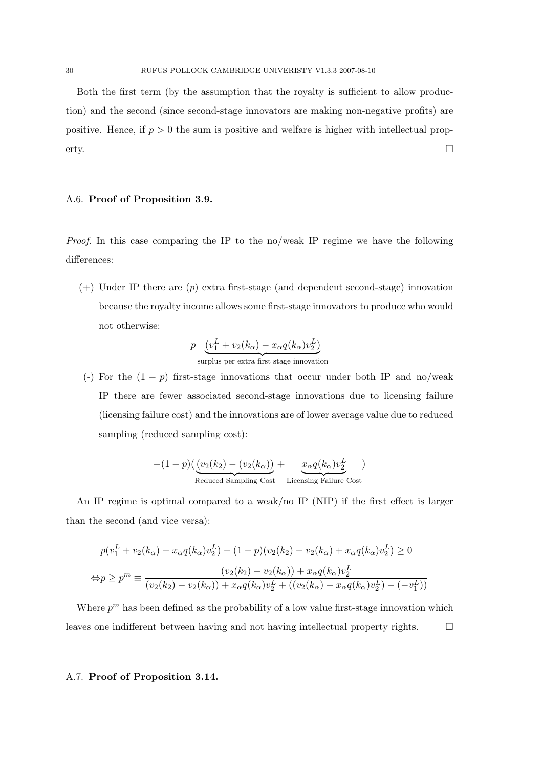Both the first term (by the assumption that the royalty is sufficient to allow production) and the second (since second-stage innovators are making non-negative profits) are positive. Hence, if $p > 0$ the sum is positive and welfare is higher with intellectual property. □

### A.6. **Proof of Proposition 3.9.**

*Proof.* In this case comparing the IP to the no/weak IP regime we have the following differences:

(+) Under IP there are ($p$) extra first-stage (and dependent second-stage) innovation because the royalty income allows some first-stage innovators to produce who would not otherwise:

$$p \underbrace{(v_1^L + v_2(k_\alpha) - x_\alpha q(k_\alpha) v_2^L)}_{\text{surplus per extra first stage innovation}}$$

(-) For the $(1 - p)$ first-stage innovations that occur under both IP and no/weak IP there are fewer associated second-stage innovations due to licensing failure (licensing failure cost) and the innovations are of lower average value due to reduced sampling (reduced sampling cost):

$$-(1-p)(\underbrace{(v_2(k_2) - (v_2(k_\alpha))}_{\text{Reduced Sampling Cost}} + \underbrace{x_\alpha q(k_\alpha) v_2^L}_{\text{Licensing Failure Cost}})$$

An IP regime is optimal compared to a weak/no IP (NIP) if the first effect is larger than the second (and vice versa):

$$p(v_1^L + v_2(k_\alpha) - x_\alpha q(k_\alpha) v_2^L) - (1-p)(v_2(k_2) - v_2(k_\alpha) + x_\alpha q(k_\alpha) v_2^L) \geq 0$$

$$\Leftrightarrow p \geq p^m \equiv \frac{(v_2(k_2) - v_2(k_\alpha)) + x_\alpha q(k_\alpha) v_2^L}{(v_2(k_2) - v_2(k_\alpha)) + x_\alpha q(k_\alpha) v_2^L + ((v_2(k_\alpha) - x_\alpha q(k_\alpha) v_2^L) - (-v_1^L))}$$

Where $p^m$ has been defined as the probability of a low value first-stage innovation which leaves one indifferent between having and not having intellectual property rights. □

### A.7. **Proof of Proposition 3.14.**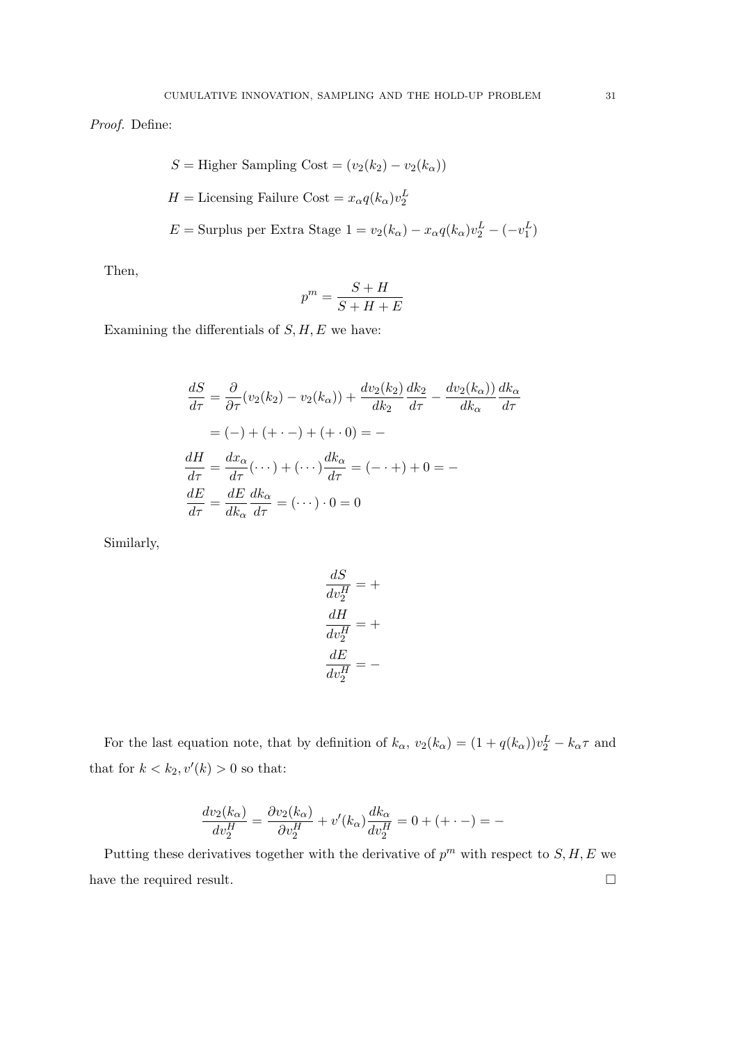*Proof.* Define:

$$S = \text{Higher Sampling Cost} = (v_2(k_2) - v_2(k_\alpha))$$

$$H = \text{Licensing Failure Cost} = x_\alpha q(k_\alpha) v_2^L$$

$$E = \text{Surplus per Extra Stage 1} = v_2(k_\alpha) - x_\alpha q(k_\alpha) v_2^L - (-v_1^L)$$

Then,

$$p^m = \frac{S + H}{S + H + E}$$

Examining the differentials of $S, H, E$ we have:

$$\begin{aligned}
\frac{dS}{d\tau} &= \frac{\partial}{\partial \tau}(v_2(k_2) - v_2(k_\alpha)) + \frac{dv_2(k_2)}{dk_2}\frac{dk_2}{d\tau} - \frac{dv_2(k_\alpha))}{dk_\alpha}\frac{dk_\alpha}{d\tau} \\
&= (-) + (+ \cdot -) + (+ \cdot 0) = - \\
\frac{dH}{d\tau} &= \frac{dx_\alpha}{d\tau}(\cdots) + (\cdots)\frac{dk_\alpha}{d\tau} = (- \cdot +) + 0 = - \\
\frac{dE}{d\tau} &= \frac{dE}{dk_\alpha}\frac{dk_\alpha}{d\tau} = (\cdots) \cdot 0 = 0
\end{aligned}$$

Similarly,

$$\begin{aligned}
\frac{dS}{dv_2^H} &= + \\
\frac{dH}{dv_2^H} &= + \\
\frac{dE}{dv_2^H} &= -
\end{aligned}$$

For the last equation note, that by definition of $k_\alpha$, $v_2(k_\alpha) = (1 + q(k_\alpha))v_2^L - k_\alpha \tau$ and that for $k < k_2, v'(k) > 0$ so that:

$$\frac{dv_2(k_\alpha)}{dv_2^H} = \frac{\partial v_2(k_\alpha)}{\partial v_2^H} + v'(k_\alpha)\frac{dk_\alpha}{dv_2^H} = 0 + (+ \cdot -) = -$$

Putting these derivatives together with the derivative of $p^m$ with respect to $S, H, E$ we have the required result. □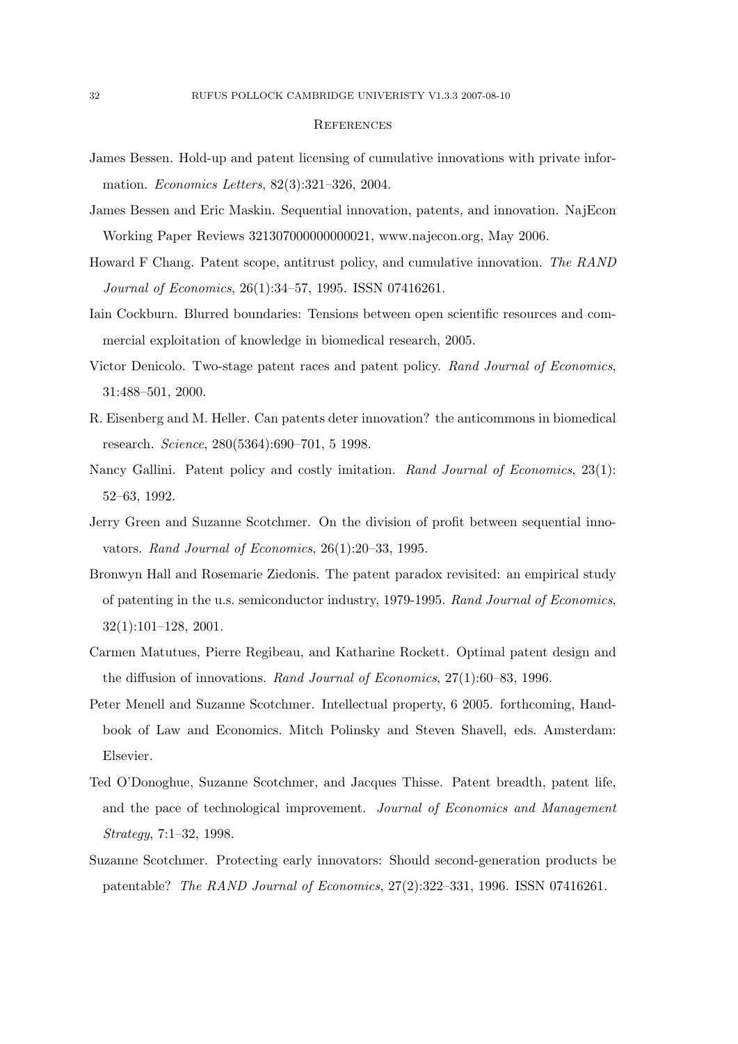## References

James Bessen. Hold-up and patent licensing of cumulative innovations with private information. *Economics Letters*, 82(3):321–326, 2004.

James Bessen and Eric Maskin. Sequential innovation, patents, and innovation. NajEcon Working Paper Reviews 321307000000000021, www.najecon.org, May 2006.

Howard F Chang. Patent scope, antitrust policy, and cumulative innovation. *The RAND Journal of Economics*, 26(1):34–57, 1995. ISSN 07416261.

Iain Cockburn. Blurred boundaries: Tensions between open scientific resources and commercial exploitation of knowledge in biomedical research, 2005.

Victor Denicolo. Two-stage patent races and patent policy. *Rand Journal of Economics*, 31:488–501, 2000.

R. Eisenberg and M. Heller. Can patents deter innovation? the anticommons in biomedical research. *Science*, 280(5364):690–701, 5 1998.

Nancy Gallini. Patent policy and costly imitation. *Rand Journal of Economics*, 23(1): 52–63, 1992.

Jerry Green and Suzanne Scotchmer. On the division of profit between sequential innovators. *Rand Journal of Economics*, 26(1):20–33, 1995.

Bronwyn Hall and Rosemarie Ziedonis. The patent paradox revisited: an empirical study of patenting in the u.s. semiconductor industry, 1979-1995. *Rand Journal of Economics*, 32(1):101–128, 2001.

Carmen Matutues, Pierre Regibeau, and Katharine Rockett. Optimal patent design and the diffusion of innovations. *Rand Journal of Economics*, 27(1):60–83, 1996.

Peter Menell and Suzanne Scotchmer. Intellectual property, 6 2005. forthcoming, Handbook of Law and Economics. Mitch Polinsky and Steven Shavell, eds. Amsterdam: Elsevier.

Ted O'Donoghue, Suzanne Scotchmer, and Jacques Thisse. Patent breadth, patent life, and the pace of technological improvement. *Journal of Economics and Management Strategy*, 7:1–32, 1998.

Suzanne Scotchmer. Protecting early innovators: Should second-generation products be patentable? *The RAND Journal of Economics*, 27(2):322–331, 1996. ISSN 07416261.